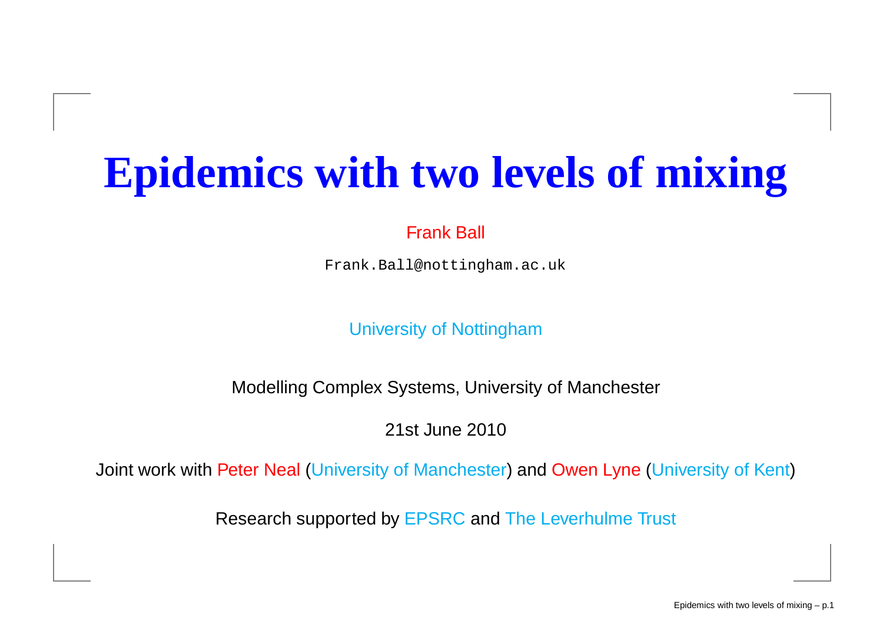# Epidemics with two levels of mixing

Frank Ball

Frank.Ball@nottingham.ac.uk

University of Nottingham

Modelling Complex Systems, University of Manchester

21st June 2010

Joint work with Peter Neal (University of Manchester) and Owen Lyne (University of Kent)

Research supported by EPSRC and The Leverhulme Trust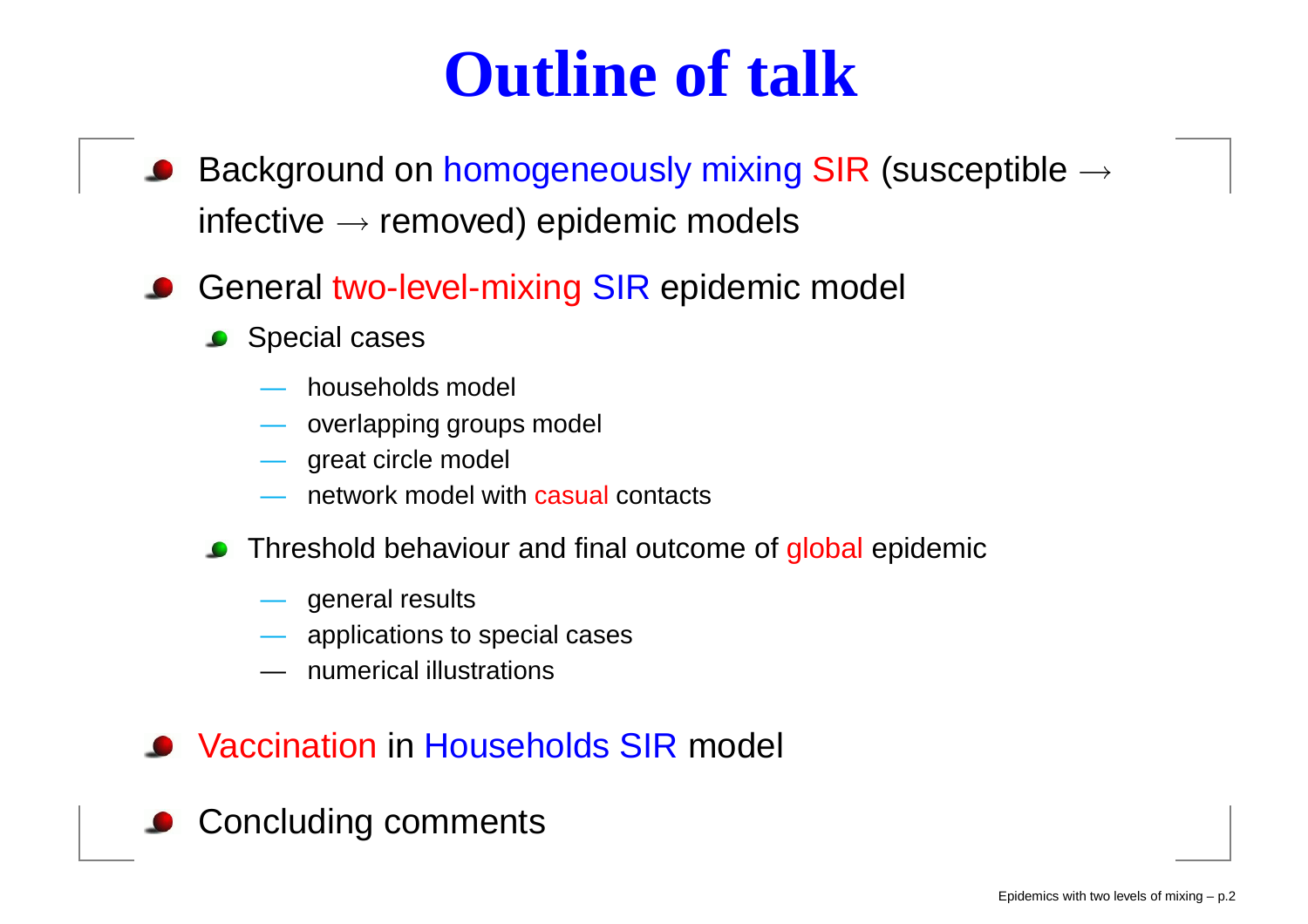# Outline of talk

- Background on homogeneously mixing SIR (susceptible → infective → removed) epidemic models
- General two-level-mixing SIR epidemic model
  - Special cases
    - — households model
    - — overlapping groups model
    - — great circle model
    - — network model with casual contacts
  - Threshold behaviour and final outcome of global epidemic
    - — general results
    - — applications to special cases
    - — numerical illustrations
- Vaccination in Households SIR model
- Concluding comments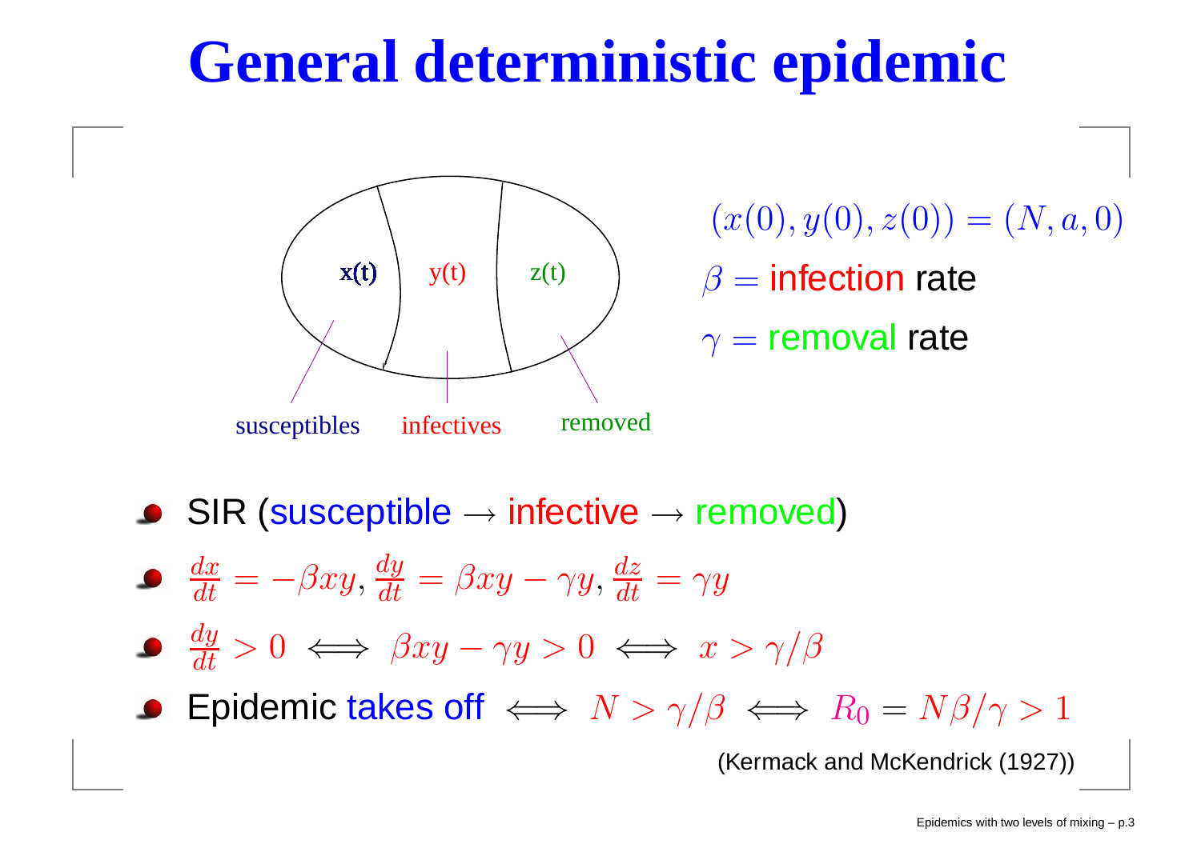# General deterministic epidemic

x(t) y(t) z(t)

susceptibles infectives removed

$(x(0), y(0), z(0)) = (N, a, 0)$

$\beta =$ infection rate

$\gamma =$ removal rate

- SIR (susceptible $\rightarrow$ infective $\rightarrow$ removed)
- $\frac{dx}{dt} = -\beta xy, \frac{dy}{dt} = \beta xy - \gamma y, \frac{dz}{dt} = \gamma y$
- $\frac{dy}{dt} > 0 \iff \beta xy - \gamma y > 0 \iff x > \gamma/\beta$
- Epidemic takes off $\iff N > \gamma/\beta \iff R_0 = N\beta/\gamma > 1$

(Kermack and McKendrick (1927))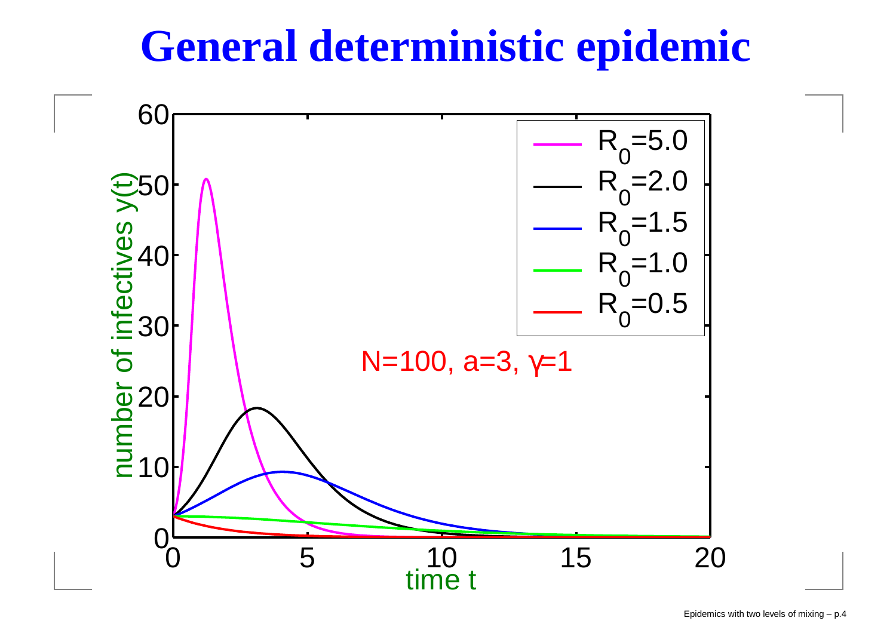# General deterministic epidemic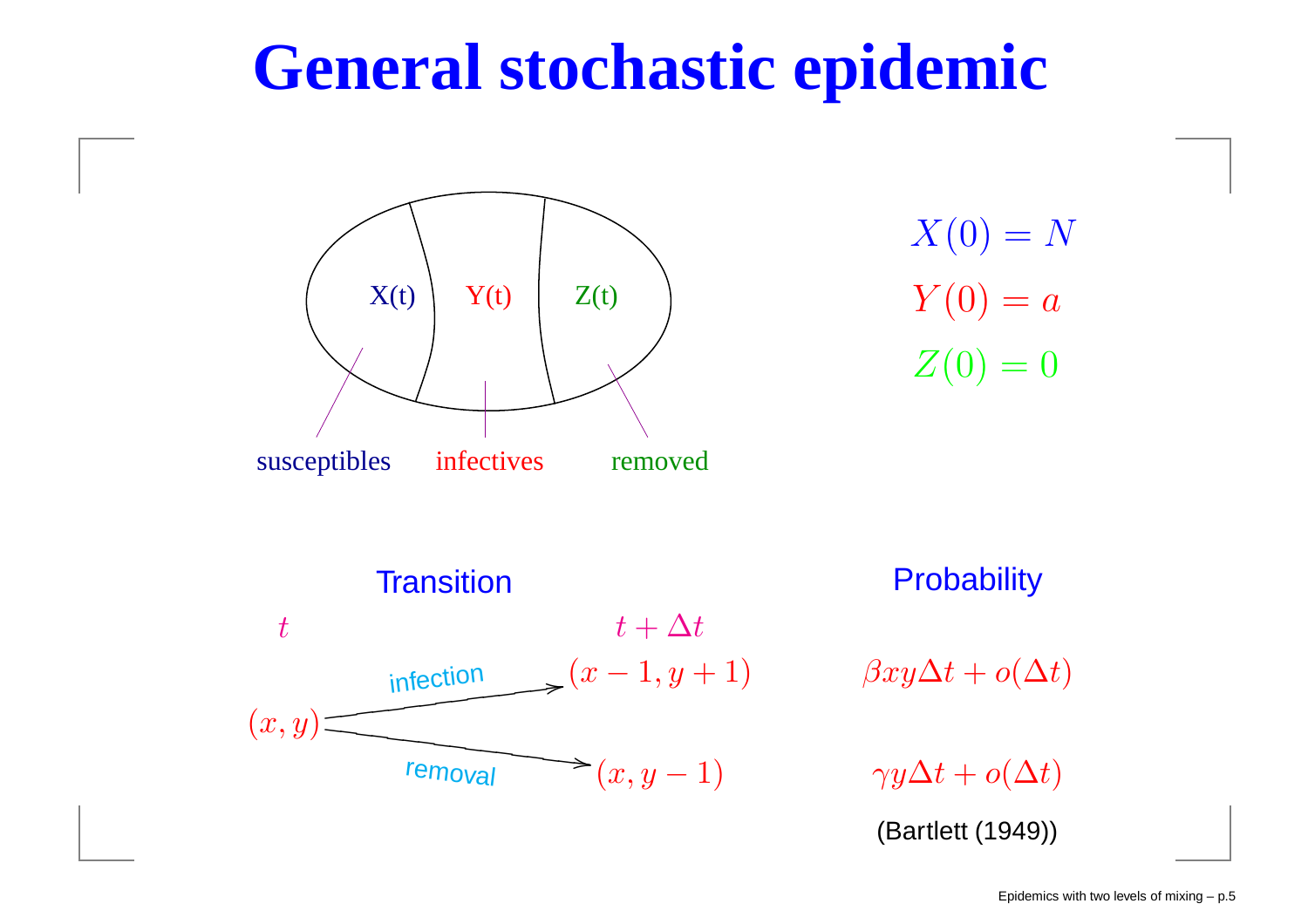# General stochastic epidemic

X(t) Y(t) Z(t)

susceptibles infectives removed

$$X(0) = N$$

$$Y(0) = a$$

$$Z(0) = 0$$

| Transition | | | Probability |
|---|---|---|---|
| $t$ | | $t + \Delta t$ | |
| $(x, y)$ | infection | $(x-1, y+1)$ | $\beta x y \Delta t + o(\Delta t)$ |
| $(x, y)$ | removal | $(x, y-1)$ | $\gamma y \Delta t + o(\Delta t)$ |

(Bartlett (1949))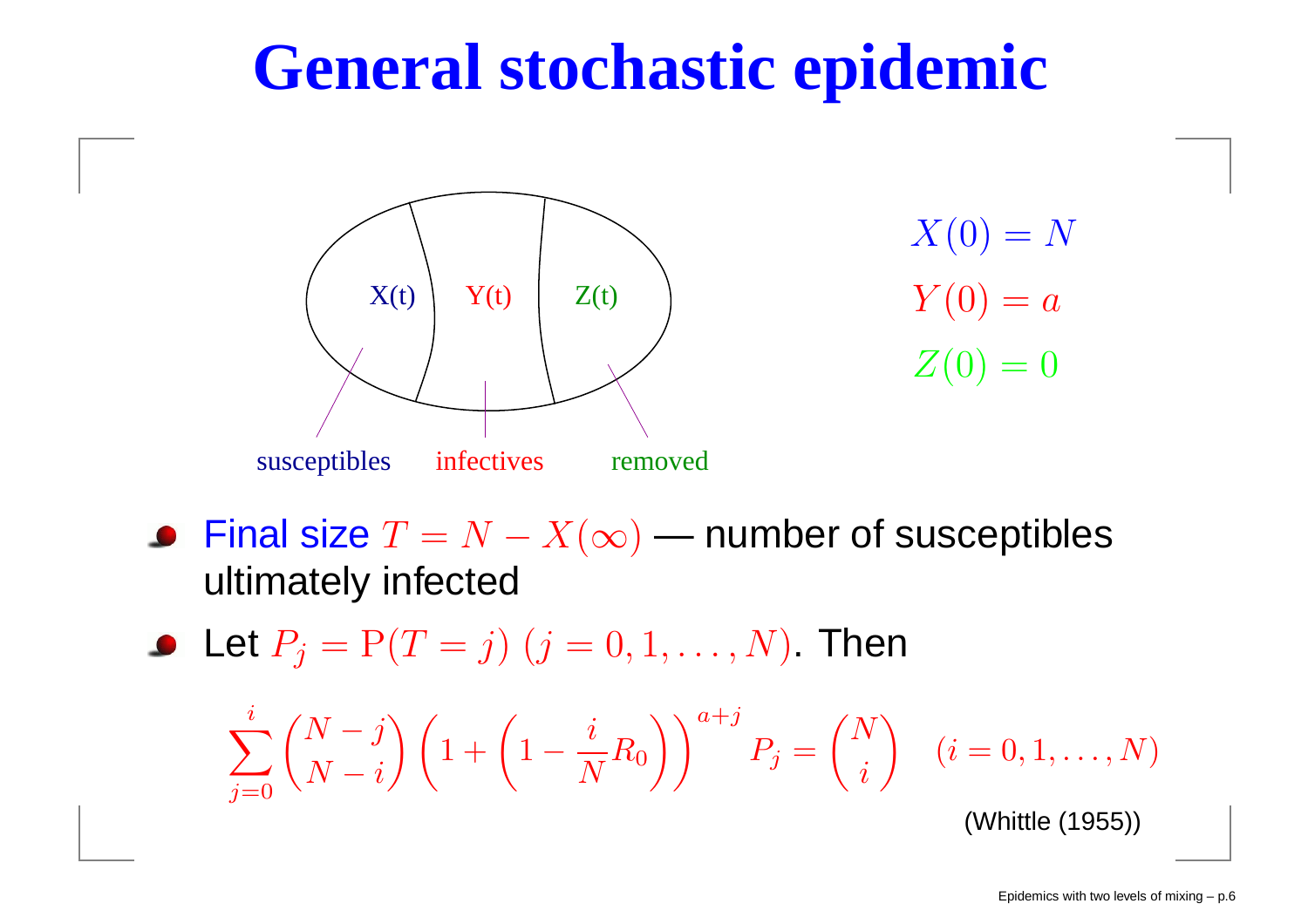# General stochastic epidemic

X(t) Y(t) Z(t)

susceptibles infectives removed

$X(0) = N$

$Y(0) = a$

$Z(0) = 0$

- Final size $T = N - X(\infty)$ — number of susceptibles ultimately infected
- Let $P_j = \mathrm{P}(T = j)$ $(j = 0, 1, \ldots, N)$. Then

$$\sum_{j=0}^{i} \binom{N-j}{N-i} \left(1 + \left(1 - \frac{i}{N} R_0\right)\right)^{a+j} P_j = \binom{N}{i} \quad (i = 0, 1, \ldots, N)$$

(Whittle (1955))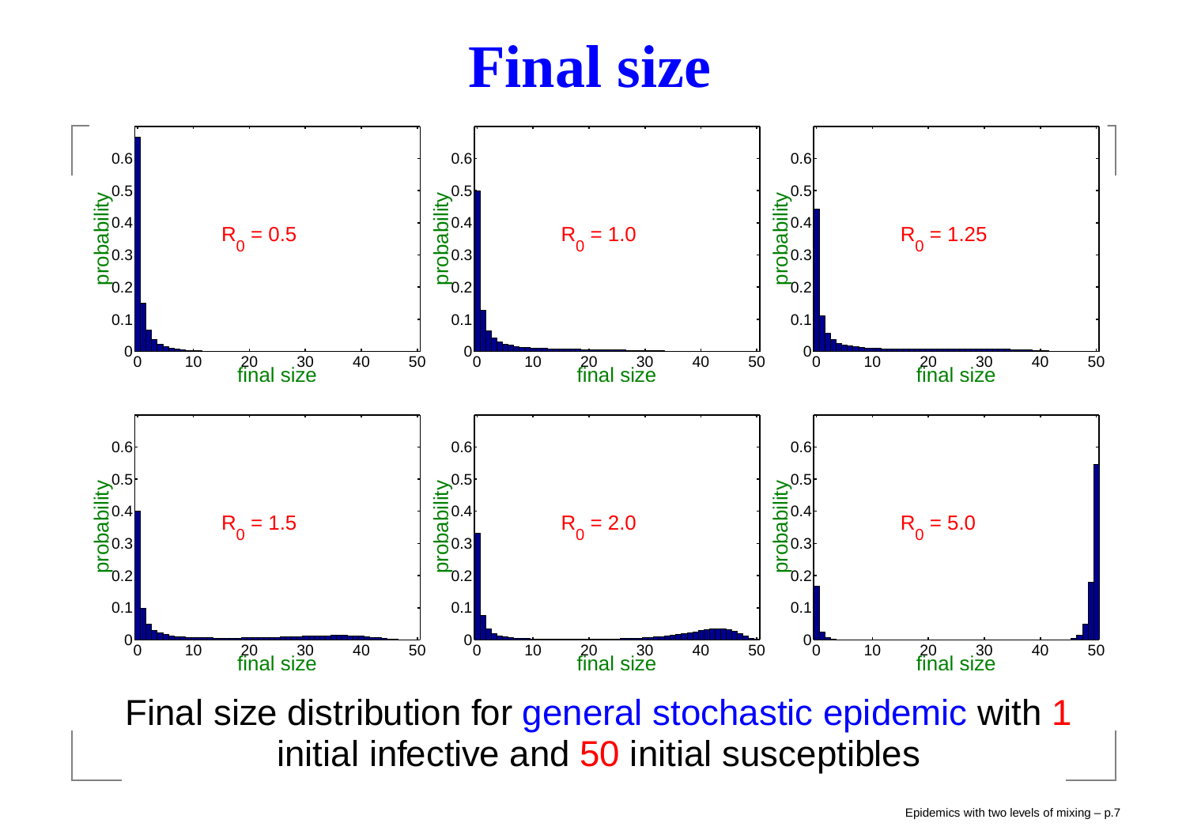# Final size

Final size distribution for general stochastic epidemic with 1 initial infective and 50 initial susceptibles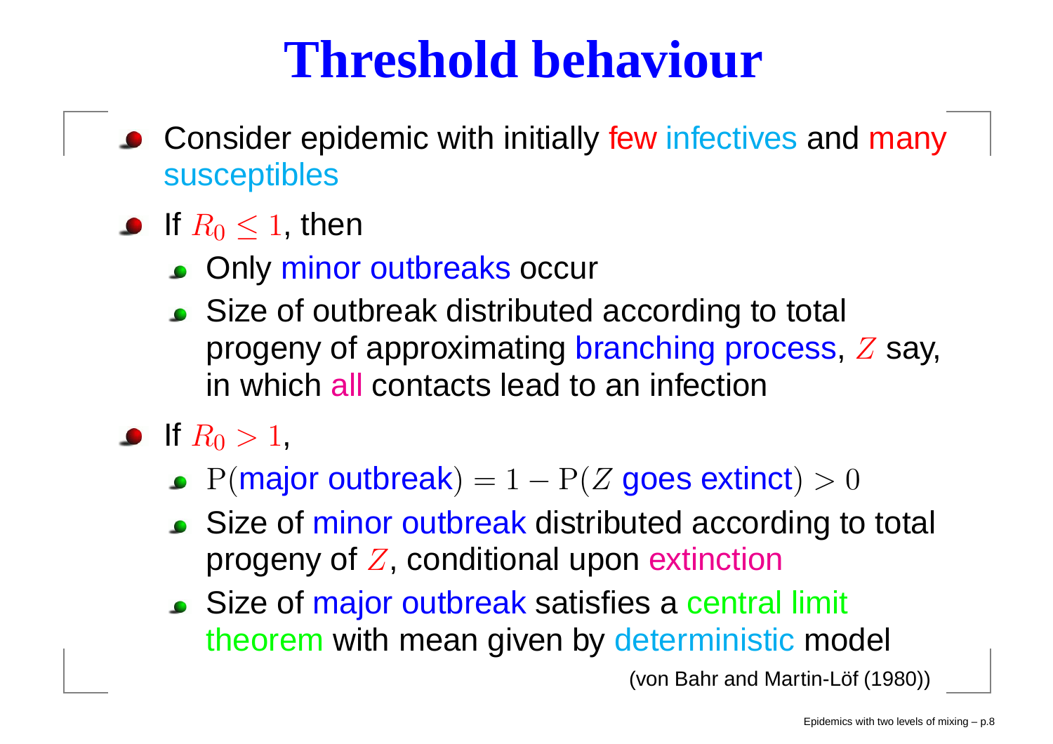# Threshold behaviour

- Consider epidemic with initially few infectives and many susceptibles
- If $R_0 \leq 1$, then
  - Only minor outbreaks occur
  - Size of outbreak distributed according to total progeny of approximating branching process, $Z$ say, in which all contacts lead to an infection
- If $R_0 > 1$,
  - $\mathrm{P}(\text{major outbreak}) = 1 - \mathrm{P}(Z \text{ goes extinct}) > 0$
  - Size of minor outbreak distributed according to total progeny of $Z$, conditional upon extinction
  - Size of major outbreak satisfies a central limit theorem with mean given by deterministic model

(von Bahr and Martin-Löf (1980))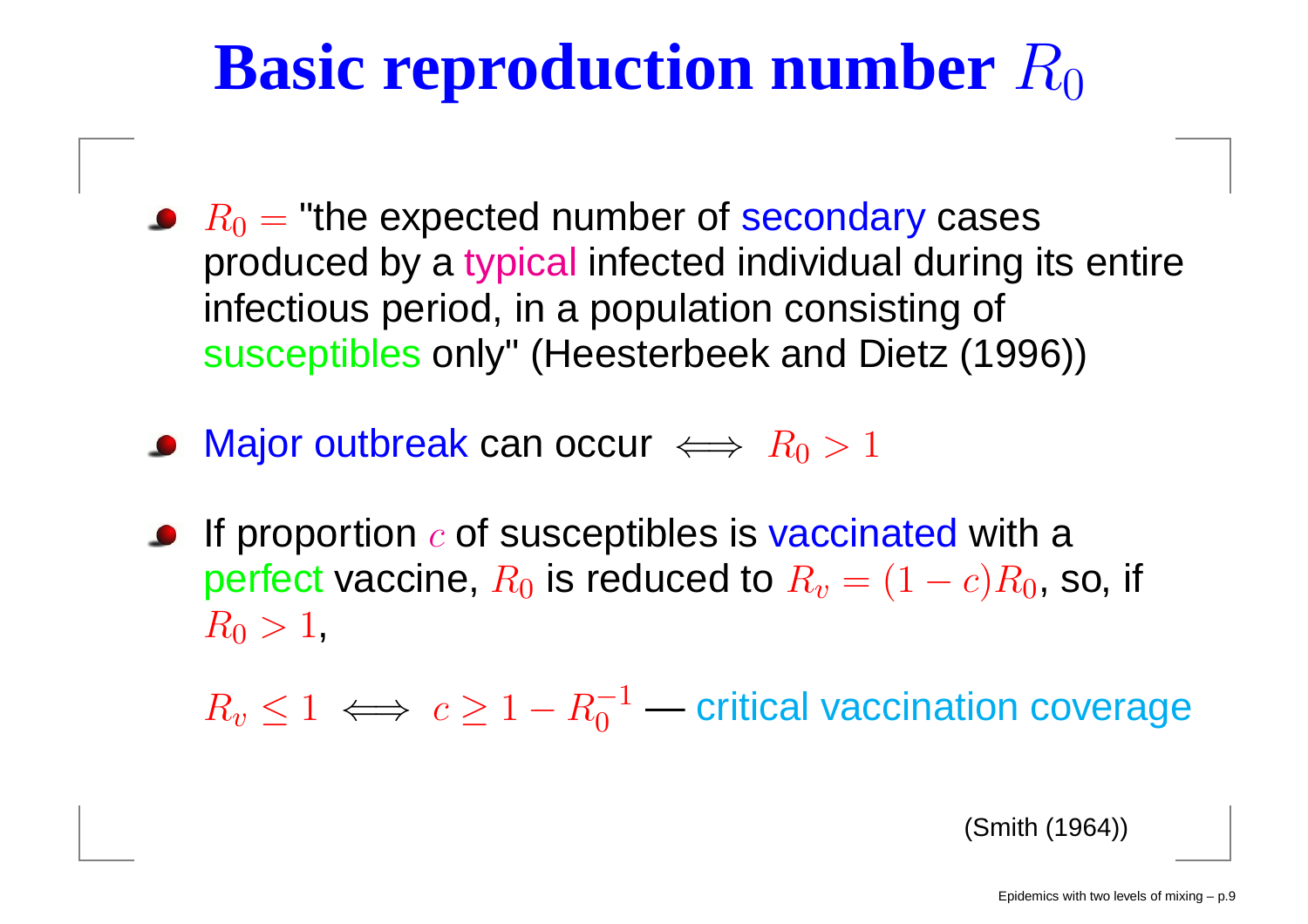# Basic reproduction number $R_0$

- $R_0 =$ "the expected number of secondary cases produced by a typical infected individual during its entire infectious period, in a population consisting of susceptibles only" (Heesterbeek and Dietz (1996))
- Major outbreak can occur $\iff R_0 > 1$
- If proportion $c$ of susceptibles is vaccinated with a perfect vaccine, $R_0$ is reduced to $R_v = (1-c)R_0$, so, if $R_0 > 1$,

  $R_v \leq 1 \iff c \geq 1 - R_0^{-1}$ — critical vaccination coverage

(Smith (1964))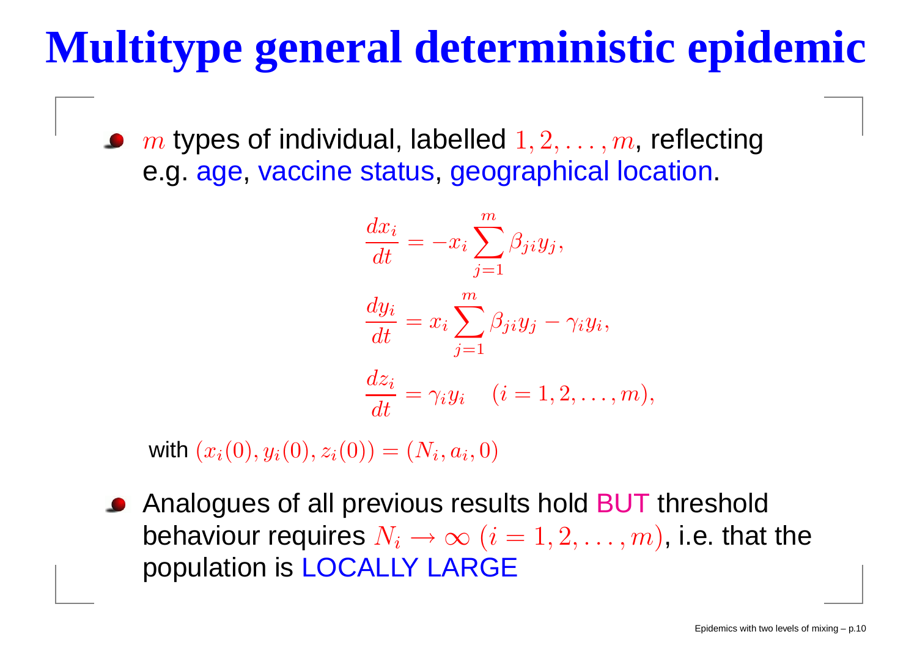# Multitype general deterministic epidemic

- $m$ types of individual, labelled $1, 2, \ldots, m$, reflecting e.g. age, vaccine status, geographical location.

$$
\begin{aligned}
\frac{dx_i}{dt} &= -x_i \sum_{j=1}^{m} \beta_{ji} y_j, \\
\frac{dy_i}{dt} &= x_i \sum_{j=1}^{m} \beta_{ji} y_j - \gamma_i y_i, \\
\frac{dz_i}{dt} &= \gamma_i y_i \quad (i = 1, 2, \ldots, m),
\end{aligned}
$$

with $(x_i(0), y_i(0), z_i(0)) = (N_i, a_i, 0)$

- Analogues of all previous results hold BUT threshold behaviour requires $N_i \to \infty \; (i = 1, 2, \ldots, m)$, i.e. that the population is LOCALLY LARGE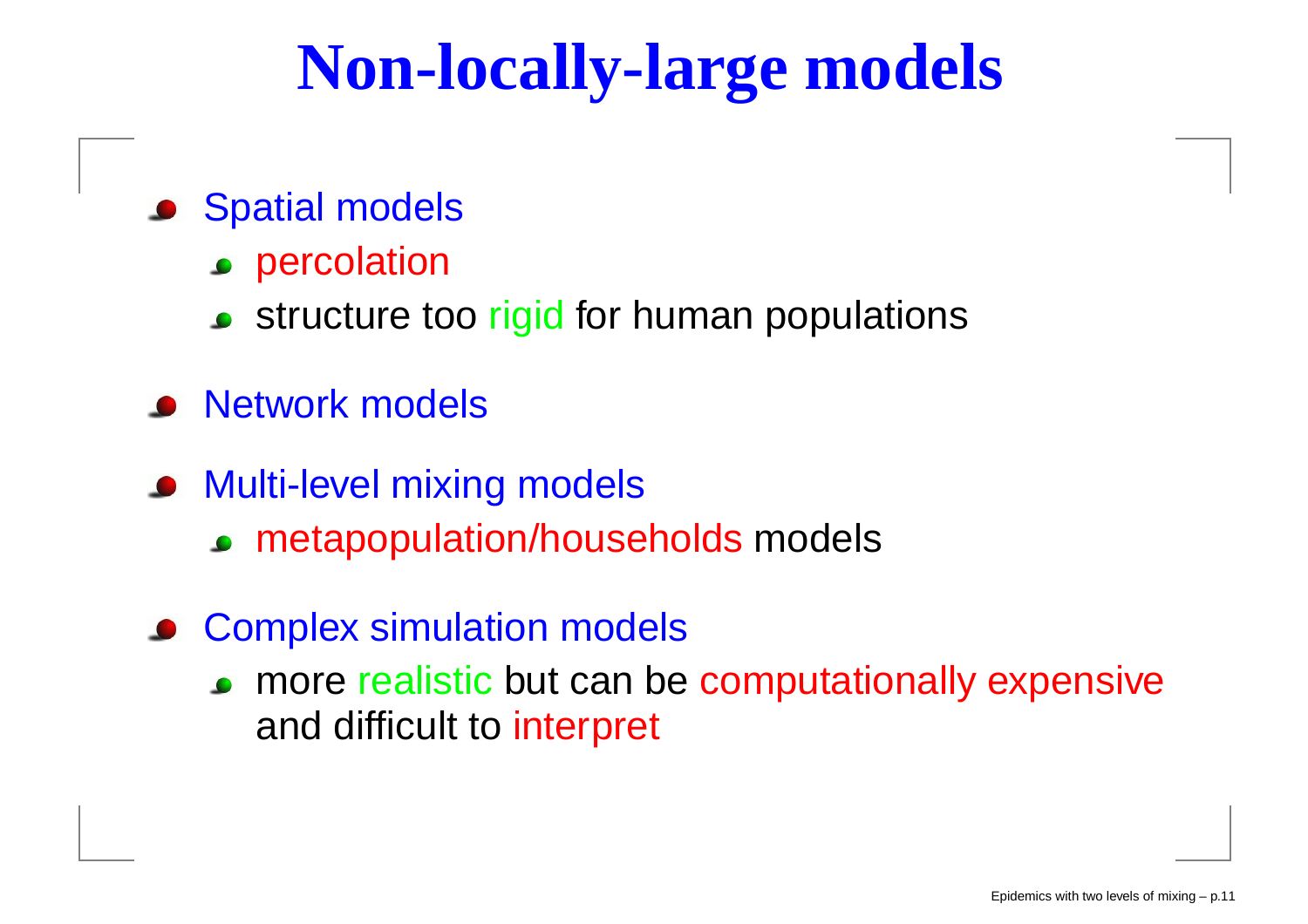# Non-locally-large models

- Spatial models
  - percolation
  - structure too rigid for human populations
- Network models
- Multi-level mixing models
  - metapopulation/households models
- Complex simulation models
  - more realistic but can be computationally expensive and difficult to interpret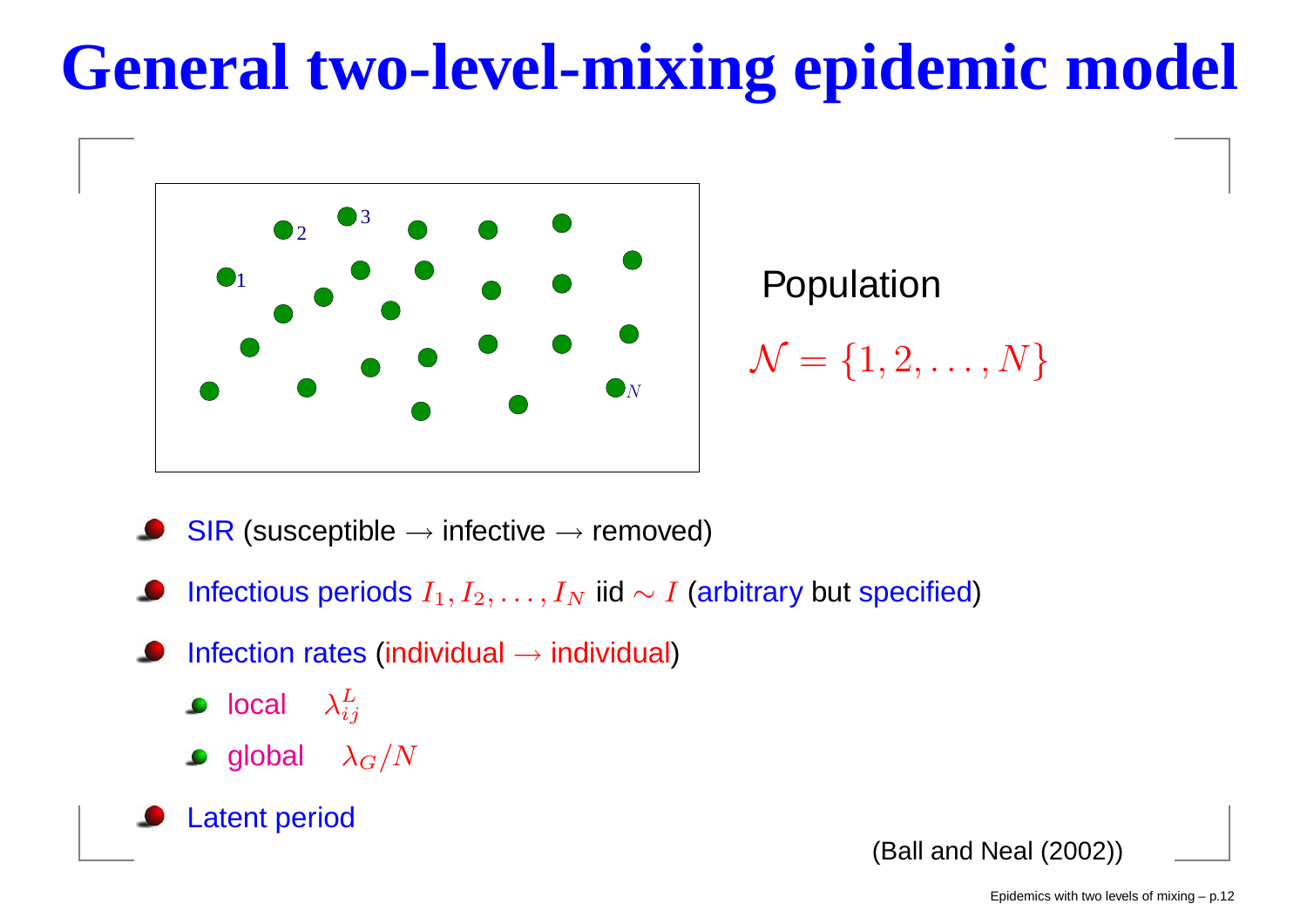# General two-level-mixing epidemic model

Population

$\mathcal{N} = \{1, 2, \ldots, N\}$

- SIR (susceptible $\rightarrow$ infective $\rightarrow$ removed)
- Infectious periods $I_1, I_2, \ldots, I_N$ iid $\sim I$ (arbitrary but specified)
- Infection rates (individual $\rightarrow$ individual)
  - local $\lambda_{ij}^L$
  - global $\lambda_G / N$
- Latent period

(Ball and Neal (2002))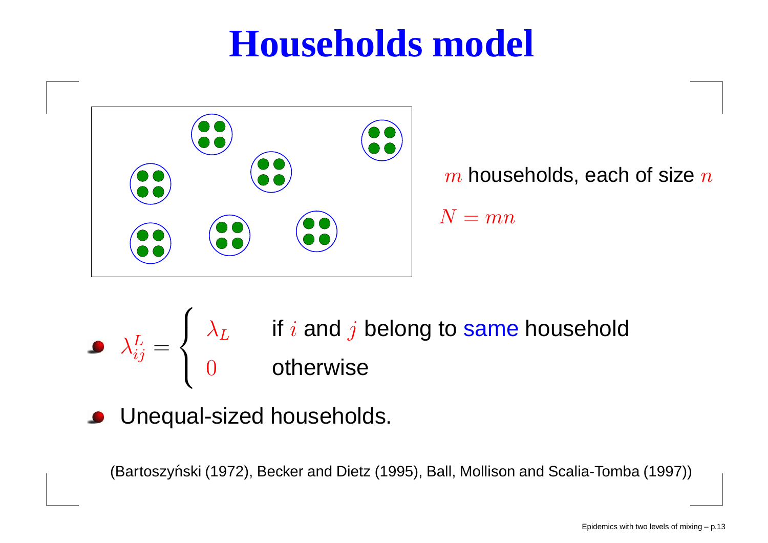# Households model

$m$ households, each of size $n$

$N = mn$

- $$\lambda_{ij}^L = \begin{cases} \lambda_L & \text{if } i \text{ and } j \text{ belong to same household} \\ 0 & \text{otherwise} \end{cases}$$
- Unequal-sized households.

(Bartoszyński (1972), Becker and Dietz (1995), Ball, Mollison and Scalia-Tomba (1997))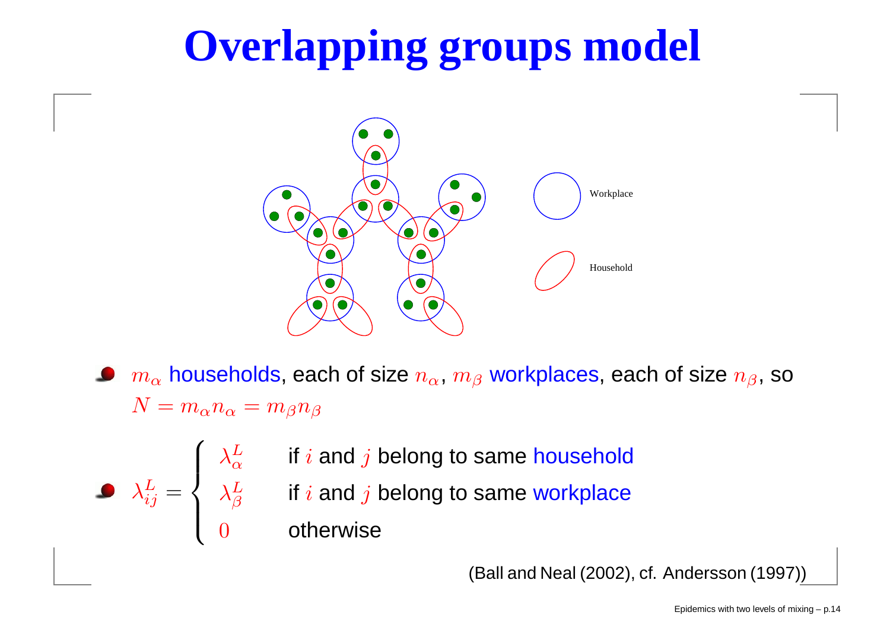# Overlapping groups model

- $m_\alpha$ households, each of size $n_\alpha$, $m_\beta$ workplaces, each of size $n_\beta$, so $N = m_\alpha n_\alpha = m_\beta n_\beta$

- $$\lambda_{ij}^L = \begin{cases} \lambda_\alpha^L & \text{if } i \text{ and } j \text{ belong to same household} \\ \lambda_\beta^L & \text{if } i \text{ and } j \text{ belong to same workplace} \\ 0 & \text{otherwise} \end{cases}$$

(Ball and Neal (2002), cf. Andersson (1997))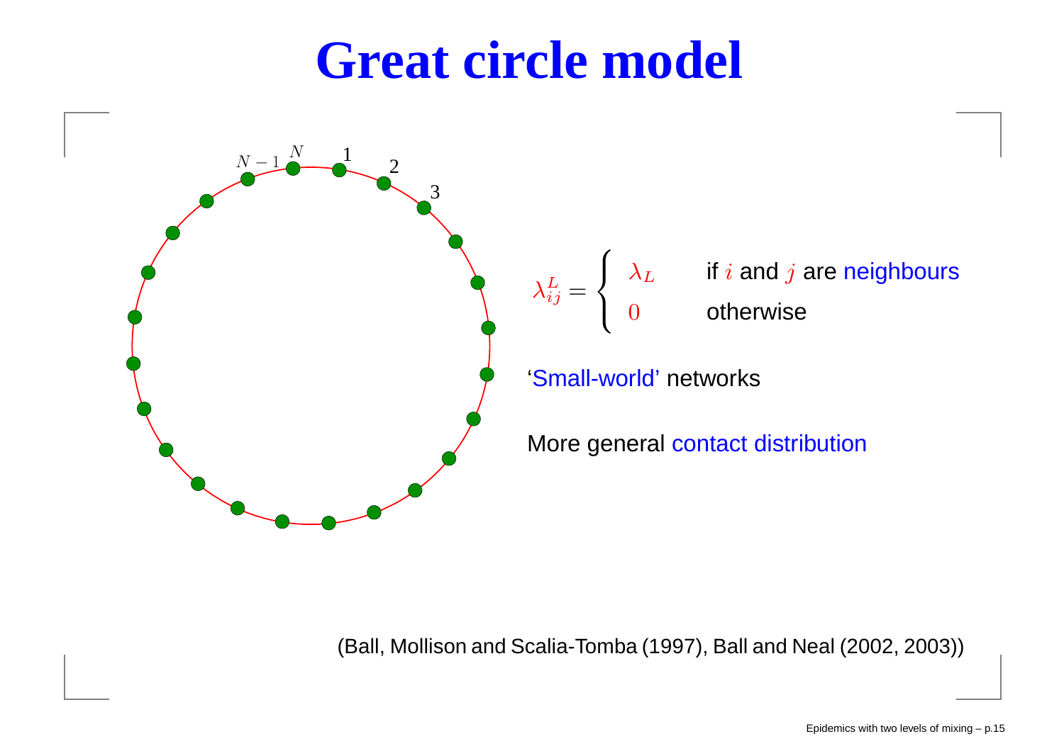# Great circle model

$$\lambda_{ij}^{L} = \begin{cases} \lambda_L & \text{if } i \text{ and } j \text{ are neighbours} \\ 0 & \text{otherwise} \end{cases}$$

'Small-world' networks

More general contact distribution

(Ball, Mollison and Scalia-Tomba (1997), Ball and Neal (2002, 2003))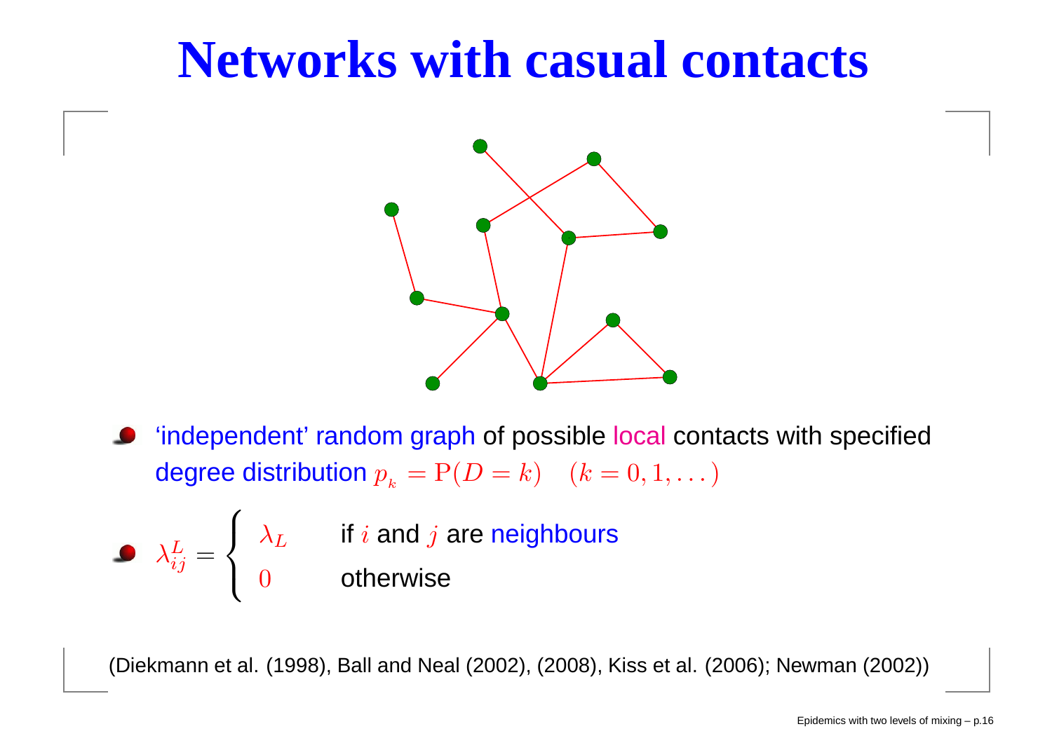# Networks with casual contacts

- 'independent' random graph of possible local contacts with specified degree distribution $p_k = \mathrm{P}(D = k) \quad (k = 0, 1, \dots)$

- $\lambda_{ij}^L = \begin{cases} \lambda_L & \text{if } i \text{ and } j \text{ are neighbours} \\ 0 & \text{otherwise} \end{cases}$

(Diekmann et al. (1998), Ball and Neal (2002), (2008), Kiss et al. (2006); Newman (2002))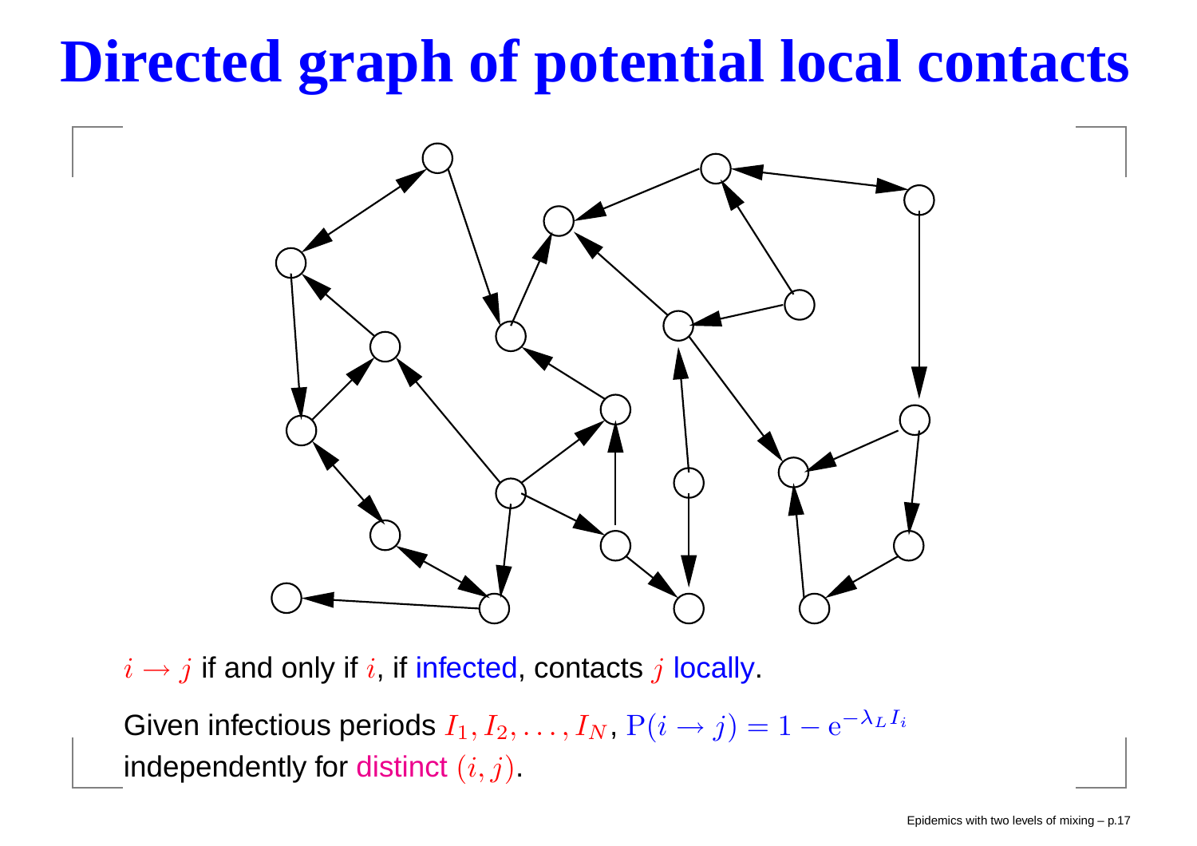# Directed graph of potential local contacts

$i \to j$ if and only if $i$, if infected, contacts $j$ locally.

Given infectious periods $I_1, I_2, \ldots, I_N$, $\mathrm{P}(i \to j) = 1 - \mathrm{e}^{-\lambda_L I_i}$ independently for distinct $(i, j)$.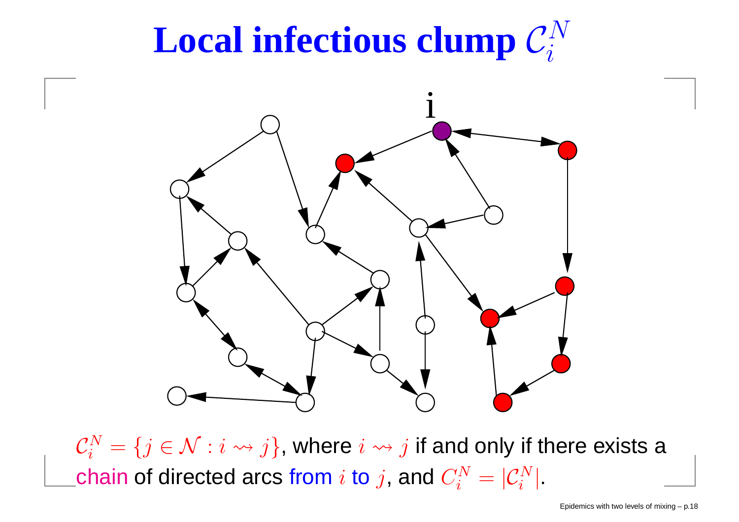# Local infectious clump $\mathcal{C}_i^N$

$\mathcal{C}_i^N = \{j \in \mathcal{N} : i \rightsquigarrow j\}$, where $i \rightsquigarrow j$ if and only if there exists a chain of directed arcs from $i$ to $j$, and $C_i^N = |\mathcal{C}_i^N|$.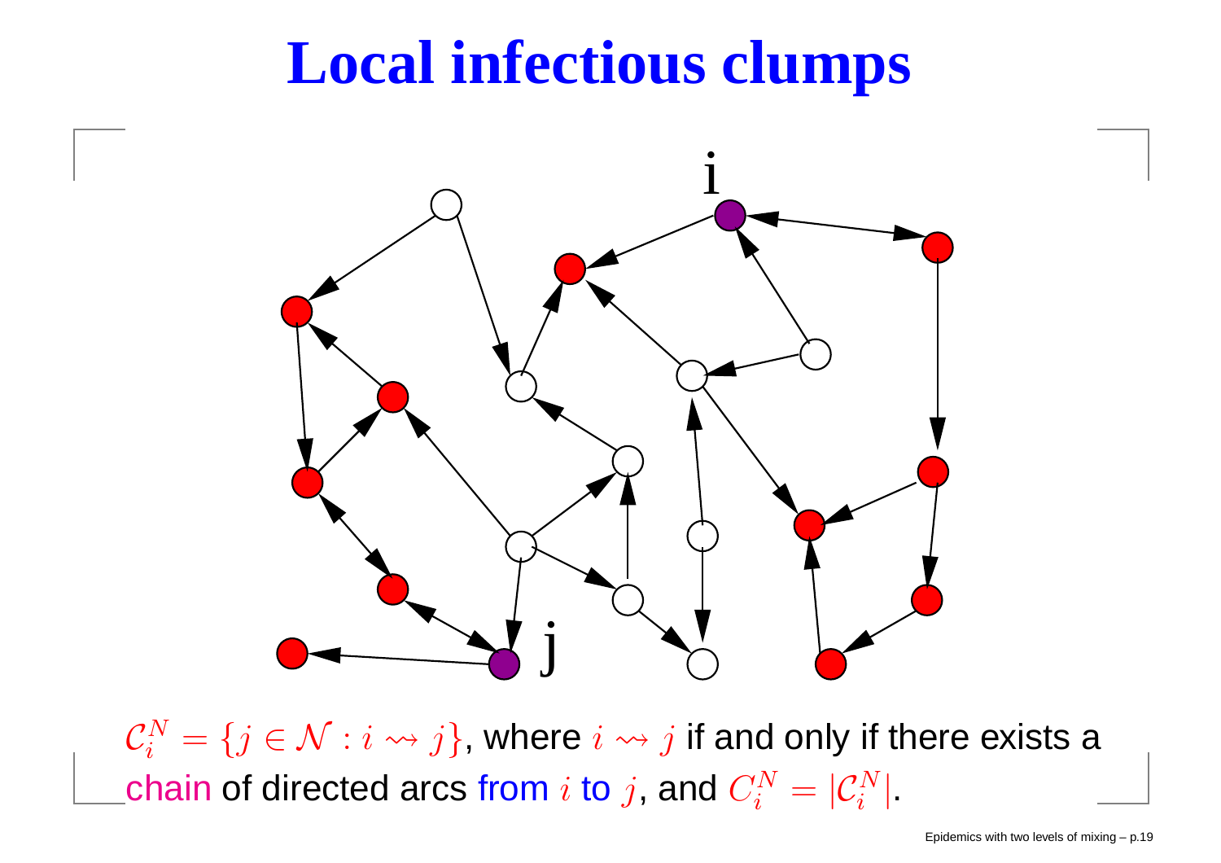# Local infectious clumps

$\mathcal{C}_i^N = \{j \in \mathcal{N} : i \rightsquigarrow j\}$, where $i \rightsquigarrow j$ if and only if there exists a chain of directed arcs from $i$ to $j$, and $C_i^N = |\mathcal{C}_i^N|$.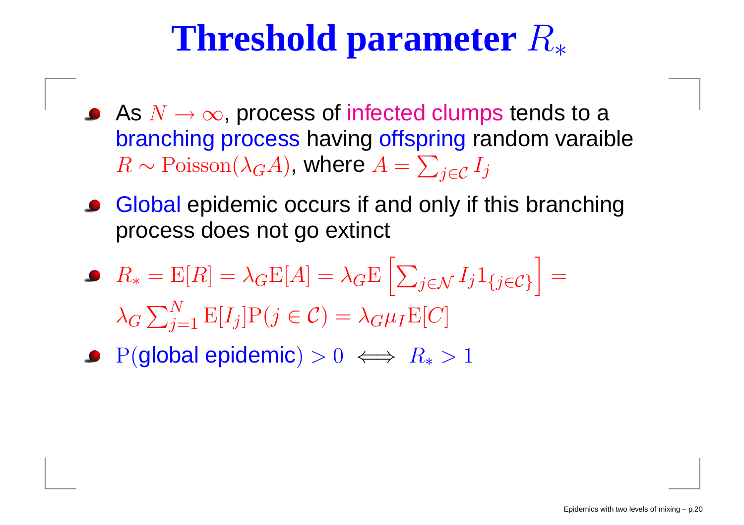# Threshold parameter $R_*$

- As $N \to \infty$, process of infected clumps tends to a branching process having offspring random varaible $R \sim \mathrm{Poisson}(\lambda_G A)$, where $A = \sum_{j \in \mathcal{C}} I_j$
- Global epidemic occurs if and only if this branching process does not go extinct
- $R_* = \mathrm{E}[R] = \lambda_G \mathrm{E}[A] = \lambda_G \mathrm{E}\left[\sum_{j \in \mathcal{N}} I_j 1_{\{j \in \mathcal{C}\}}\right] = \lambda_G \sum_{j=1}^{N} \mathrm{E}[I_j] \mathrm{P}(j \in \mathcal{C}) = \lambda_G \mu_I \mathrm{E}[C]$
- $\mathrm{P}(\text{global epidemic}) > 0 \iff R_* > 1$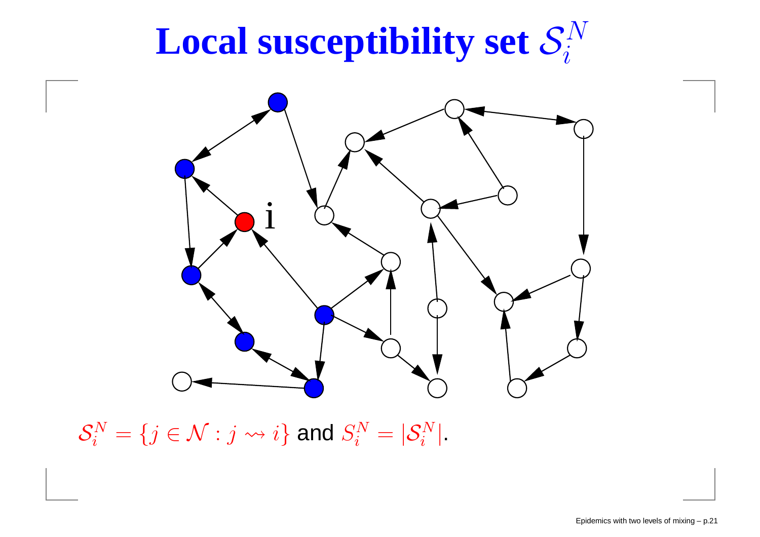# Local susceptibility set $\mathcal{S}_i^N$

$\mathcal{S}_i^N = \{j \in \mathcal{N} : j \rightsquigarrow i\}$ and $S_i^N = |\mathcal{S}_i^N|$.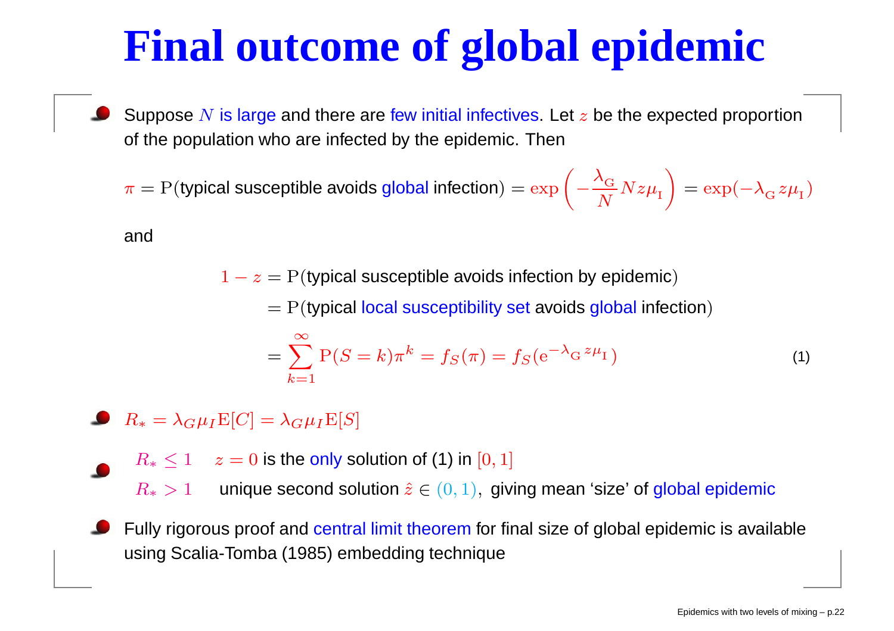# Final outcome of global epidemic

- Suppose $N$ is large and there are few initial infectives. Let $z$ be the expected proportion of the population who are infected by the epidemic. Then

$$\pi = \mathrm{P}(\text{typical susceptible avoids global infection}) = \exp\left(-\frac{\lambda_{\mathrm{G}}}{N} N z \mu_{\mathrm{I}}\right) = \exp(-\lambda_{\mathrm{G}} z \mu_{\mathrm{I}})$$

  and

$$\begin{aligned}
1 - z &= \mathrm{P}(\text{typical susceptible avoids infection by epidemic}) \\
&= \mathrm{P}(\text{typical local susceptibility set avoids global infection}) \\
&= \sum_{k=1}^{\infty} \mathrm{P}(S = k)\pi^k = f_S(\pi) = f_S(\mathrm{e}^{-\lambda_{\mathrm{G}} z \mu_{\mathrm{I}}}) \qquad (1)
\end{aligned}$$

- $R_* = \lambda_G \mu_I \mathrm{E}[C] = \lambda_G \mu_I \mathrm{E}[S]$

- $R_* \leq 1$ $\quad z = 0$ is the only solution of (1) in $[0, 1]$

  $R_* > 1$ $\quad$ unique second solution $\hat{z} \in (0, 1)$, giving mean 'size' of global epidemic

- Fully rigorous proof and central limit theorem for final size of global epidemic is available using Scalia-Tomba (1985) embedding technique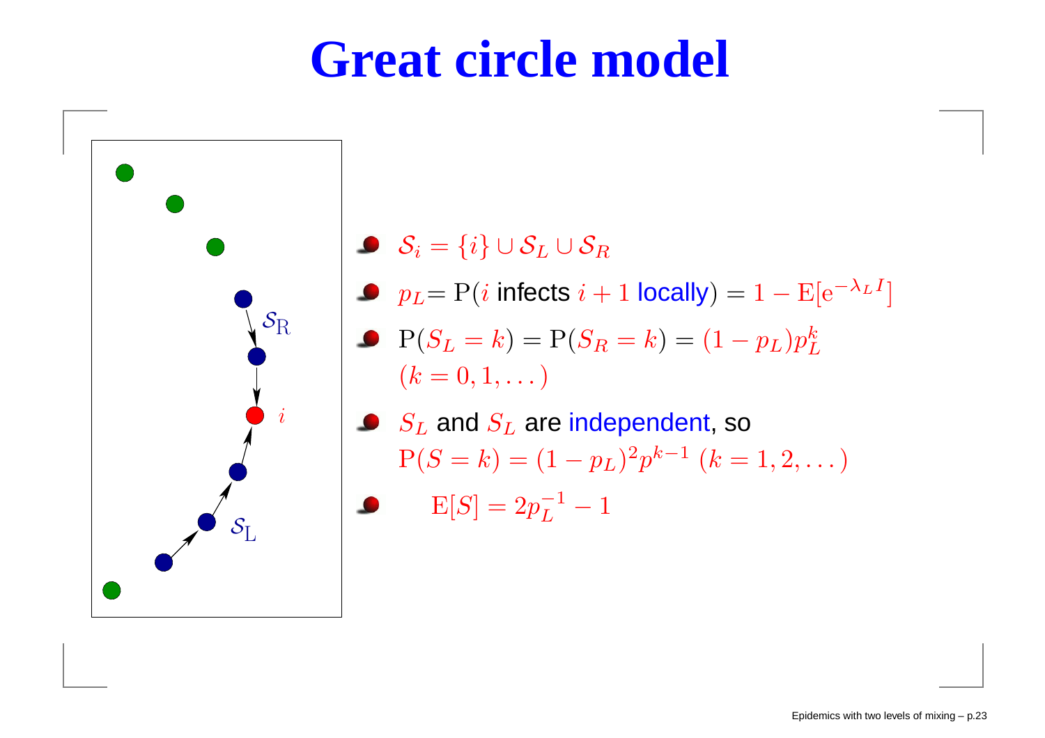# Great circle model

- $\mathcal{S}_i = \{i\} \cup \mathcal{S}_L \cup \mathcal{S}_R$
- $p_L$= $\mathrm{P}(i$ infects $i+1$ locally$) = 1 - \mathrm{E}[\mathrm{e}^{-\lambda_L I}]$
- $\mathrm{P}(S_L = k) = \mathrm{P}(S_R = k) = (1 - p_L)p_L^k$ $(k = 0, 1, \dots)$
- $S_L$ and $S_L$ are independent, so $\mathrm{P}(S = k) = (1 - p_L)^2 p^{k-1}$ $(k = 1, 2, \dots)$
- $$\mathrm{E}[S] = 2p_L^{-1} - 1$$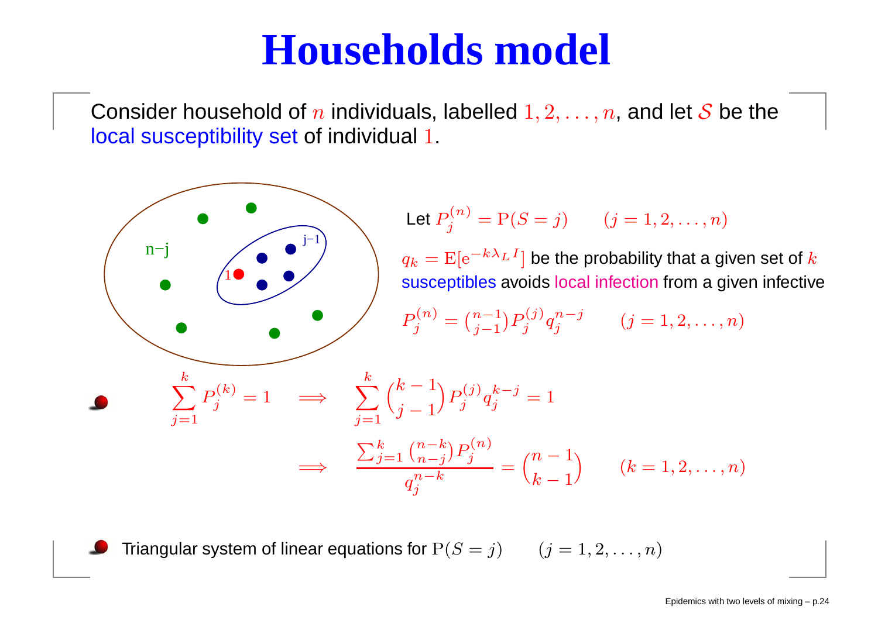# Households model

Consider household of $n$ individuals, labelled $1, 2, \ldots, n$, and let $\mathcal{S}$ be the local susceptibility set of individual $1$.

Let $P_j^{(n)} = \mathrm{P}(S = j) \qquad (j = 1, 2, \ldots, n)$

$q_k = \mathrm{E}[\mathrm{e}^{-k\lambda_L I}]$ be the probability that a given set of $k$ susceptibles avoids local infection from a given infective

$$P_j^{(n)} = \binom{n-1}{j-1} P_j^{(j)} q_j^{n-j} \qquad (j = 1, 2, \ldots, n)$$

- $$\sum_{j=1}^{k} P_j^{(k)} = 1 \implies \sum_{j=1}^{k} \binom{k-1}{j-1} P_j^{(j)} q_j^{k-j} = 1$$
$$\implies \frac{\sum_{j=1}^{k} \binom{n-k}{n-j} P_j^{(n)}}{q_j^{n-k}} = \binom{n-1}{k-1} \qquad (k = 1, 2, \ldots, n)$$

- Triangular system of linear equations for $\mathrm{P}(S = j) \qquad (j = 1, 2, \ldots, n)$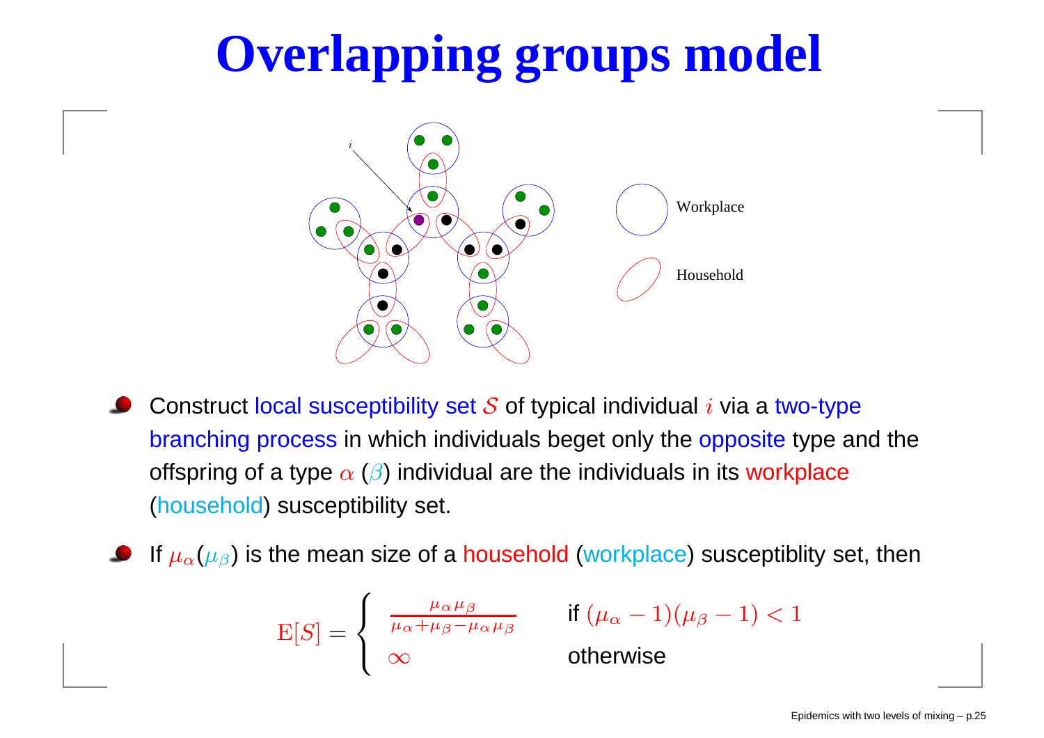# Overlapping groups model

- Construct local susceptibility set $\mathcal{S}$ of typical individual $i$ via a two-type branching process in which individuals beget only the opposite type and the offspring of a type $\alpha$ ($\beta$) individual are the individuals in its workplace (household) susceptibility set.
- If $\mu_\alpha(\mu_\beta)$ is the mean size of a household (workplace) susceptiblity set, then

$$\mathrm{E}[S] = \begin{cases} \frac{\mu_\alpha \mu_\beta}{\mu_\alpha + \mu_\beta - \mu_\alpha \mu_\beta} & \text{if } (\mu_\alpha - 1)(\mu_\beta - 1) < 1 \\ \infty & \text{otherwise} \end{cases}$$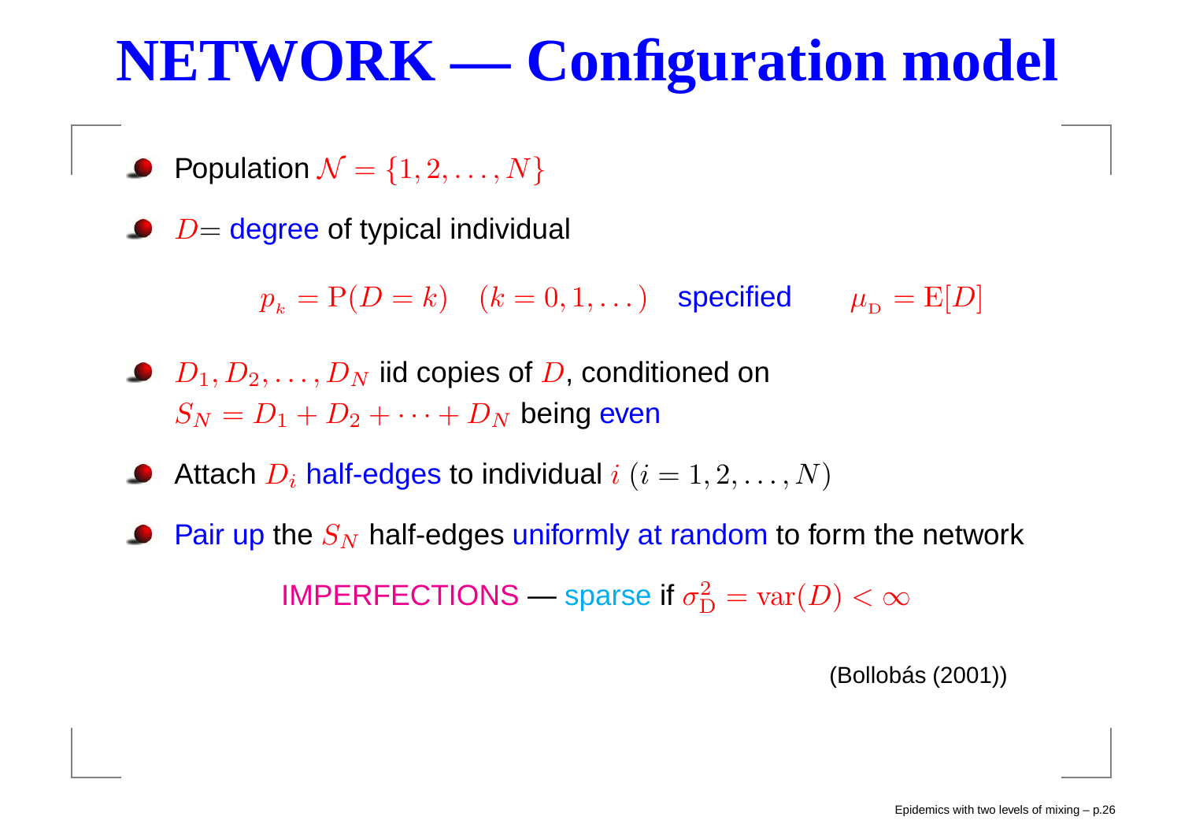# NETWORK — Configuration model

- Population $\mathcal{N} = \{1, 2, \dots, N\}$
- $D=$ degree of typical individual

$$p_k = \mathrm{P}(D = k) \quad (k = 0, 1, \dots) \quad \text{specified} \qquad \mu_{\mathrm{D}} = \mathrm{E}[D]$$

- $D_1, D_2, \dots, D_N$ iid copies of $D$, conditioned on $S_N = D_1 + D_2 + \cdots + D_N$ being even
- Attach $D_i$ half-edges to individual $i$ $(i = 1, 2, \dots, N)$
- Pair up the $S_N$ half-edges uniformly at random to form the network

IMPERFECTIONS — sparse if $\sigma_{\mathrm{D}}^2 = \mathrm{var}(D) < \infty$

(Bollobás (2001))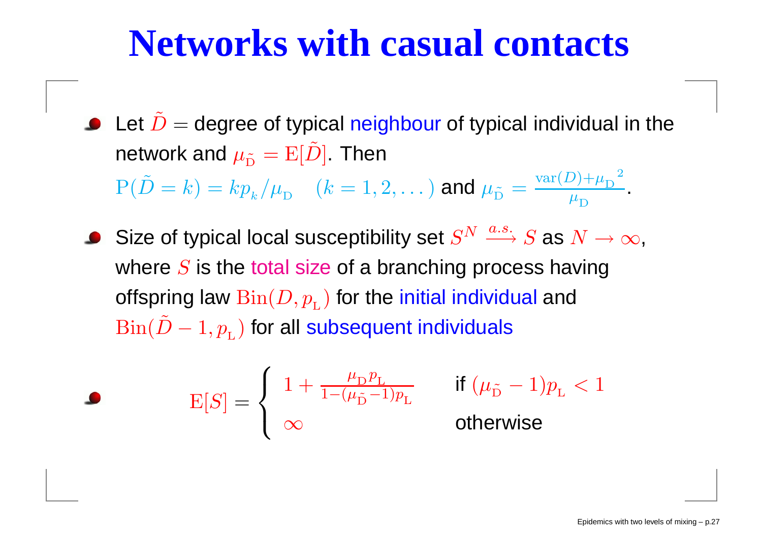# Networks with casual contacts

- Let $\tilde{D}$ = degree of typical neighbour of typical individual in the network and $\mu_{\tilde{D}} = \mathrm{E}[\tilde{D}]$. Then
  $\mathrm{P}(\tilde{D} = k) = kp_k/\mu_D \quad (k = 1, 2, \dots)$ and $\mu_{\tilde{D}} = \frac{\mathrm{var}(D)+{\mu_D}^2}{\mu_D}$.

- Size of typical local susceptibility set $S^N \xrightarrow{a.s.} S$ as $N \to \infty$, where $S$ is the total size of a branching process having offspring law $\mathrm{Bin}(D, p_L)$ for the initial individual and $\mathrm{Bin}(\tilde{D} - 1, p_L)$ for all subsequent individuals

- $$\mathrm{E}[S] = \begin{cases} 1 + \frac{\mu_D p_L}{1-(\mu_{\tilde{D}}-1)p_L} & \text{if } (\mu_{\tilde{D}} - 1)p_L < 1 \\ \infty & \text{otherwise} \end{cases}$$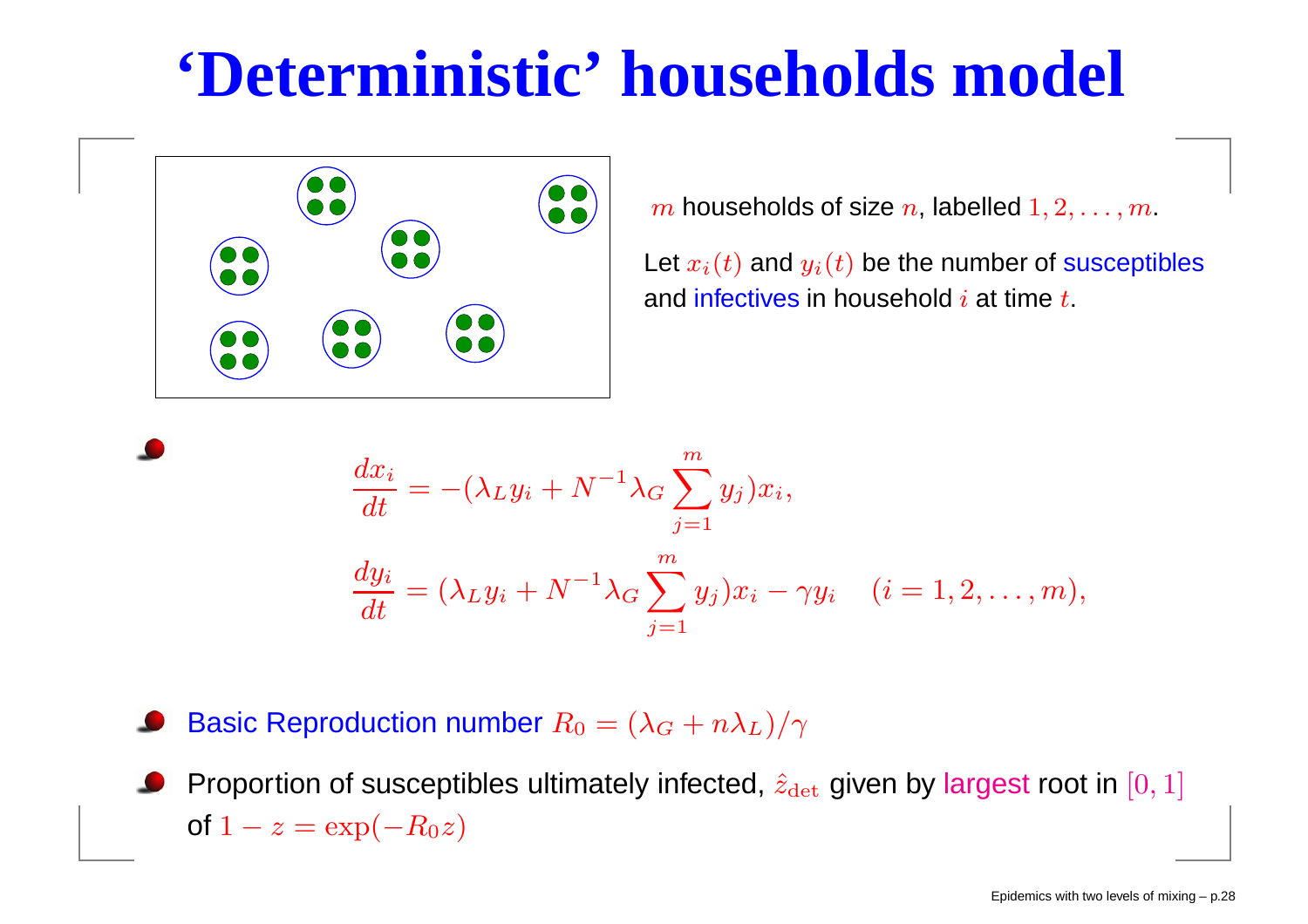# 'Deterministic' households model

$m$ households of size $n$, labelled $1, 2, \ldots, m$.

Let $x_i(t)$ and $y_i(t)$ be the number of susceptibles and infectives in household $i$ at time $t$.

- $$\frac{dx_i}{dt} = -(\lambda_L y_i + N^{-1}\lambda_G \sum_{j=1}^{m} y_j)x_i,$$
  $$\frac{dy_i}{dt} = (\lambda_L y_i + N^{-1}\lambda_G \sum_{j=1}^{m} y_j)x_i - \gamma y_i \quad (i = 1, 2, \ldots, m),$$

- Basic Reproduction number $R_0 = (\lambda_G + n\lambda_L)/\gamma$
- Proportion of susceptibles ultimately infected, $\hat{z}_{\text{det}}$ given by largest root in $[0, 1]$ of $1 - z = \exp(-R_0 z)$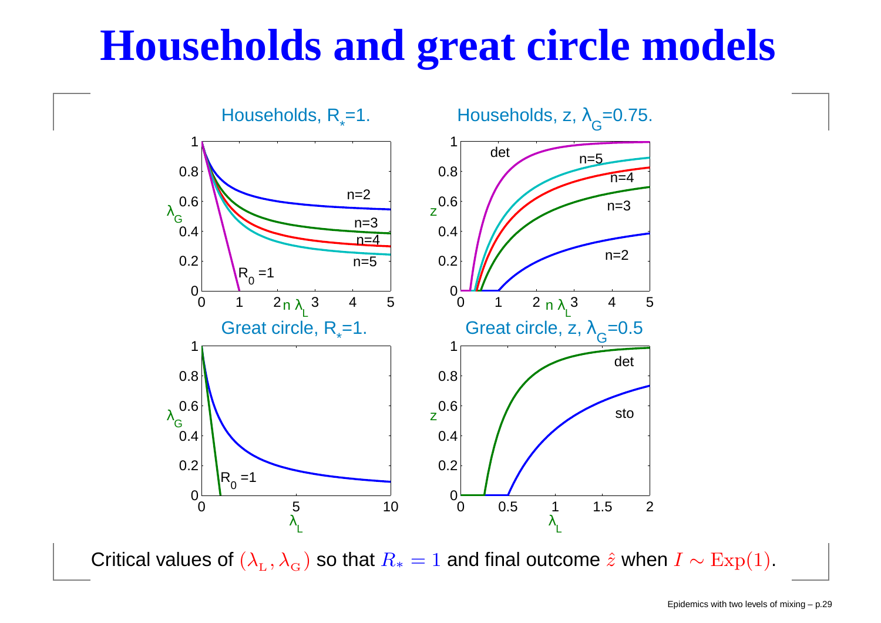# Households and great circle models

Households, $R_*$=1.

Households, z, $\lambda_G$=0.75.

Great circle, $R_*$=1.

Great circle, z, $\lambda_G$=0.5

Critical values of $(\lambda_L, \lambda_G)$ so that $R_* = 1$ and final outcome $\hat{z}$ when $I \sim \text{Exp}(1)$.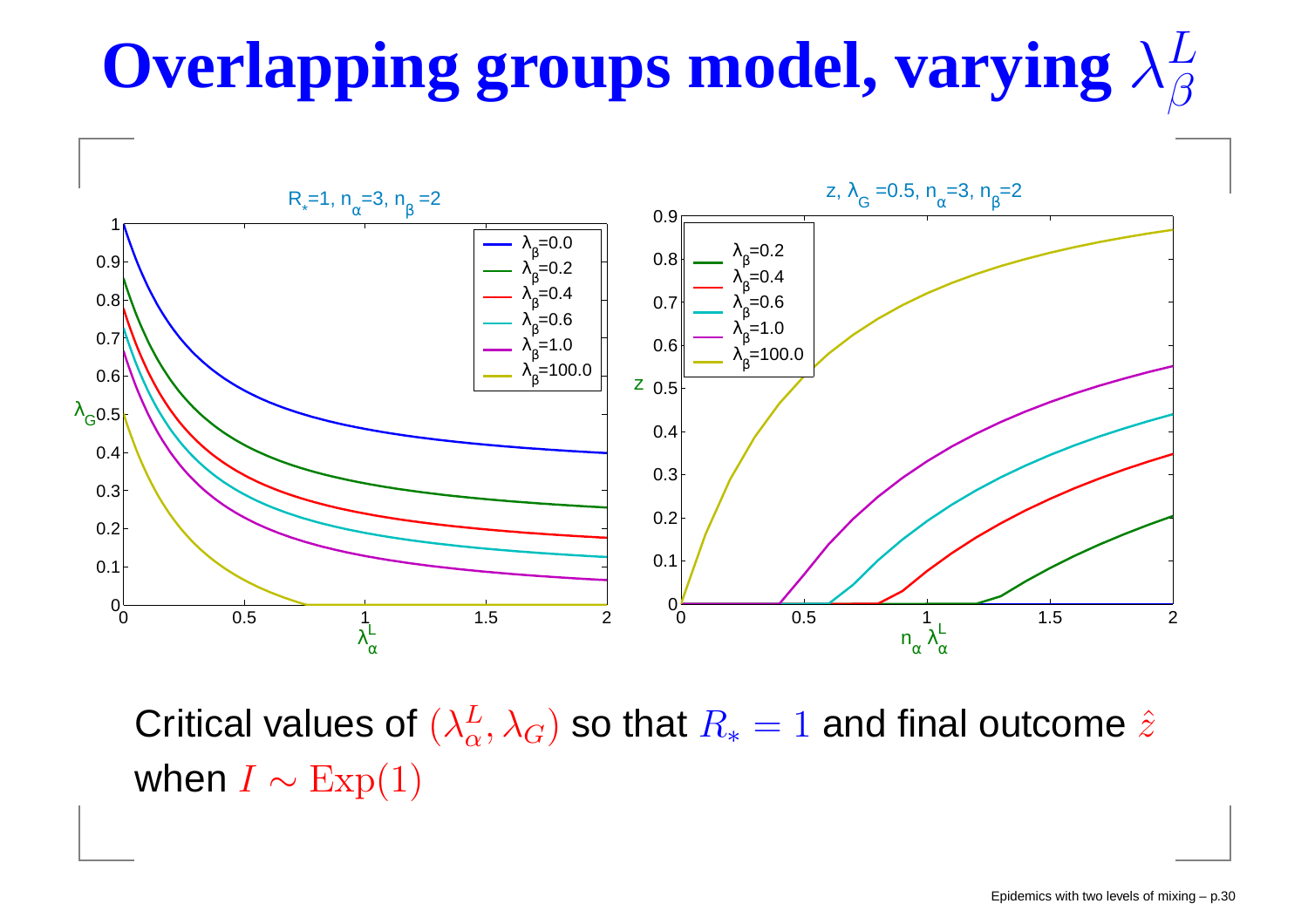# Overlapping groups model, varying $\lambda_\beta^L$

Critical values of $(\lambda_\alpha^L, \lambda_G)$ so that $R_* = 1$ and final outcome $\hat{z}$ when $I \sim \mathrm{Exp}(1)$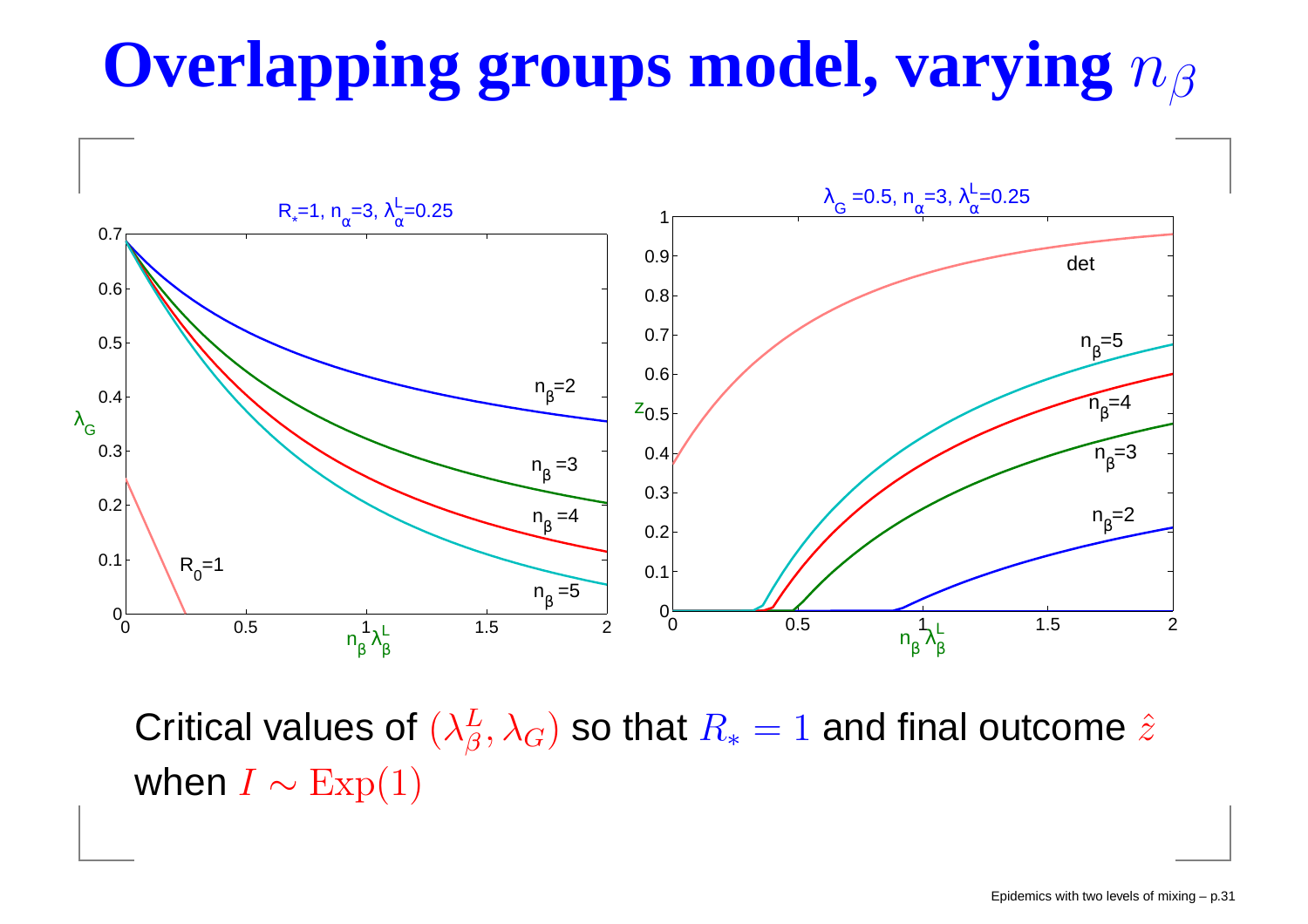# Overlapping groups model, varying $n_\beta$

Critical values of $(\lambda_\beta^L, \lambda_G)$ so that $R_* = 1$ and final outcome $\hat{z}$ when $I \sim \mathrm{Exp}(1)$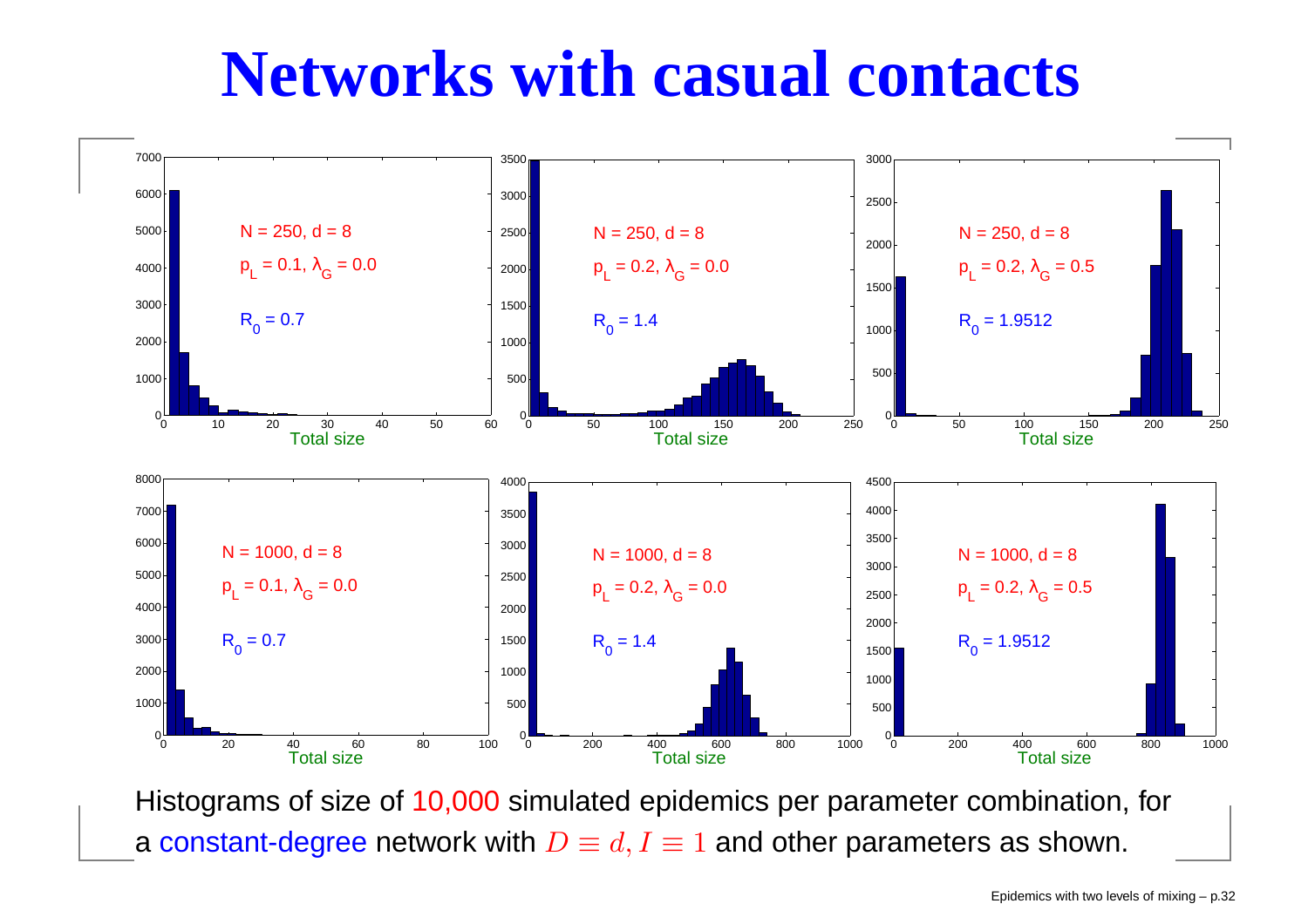# Networks with casual contacts

Histograms of size of 10,000 simulated epidemics per parameter combination, for a constant-degree network with $D \equiv d, I \equiv 1$ and other parameters as shown.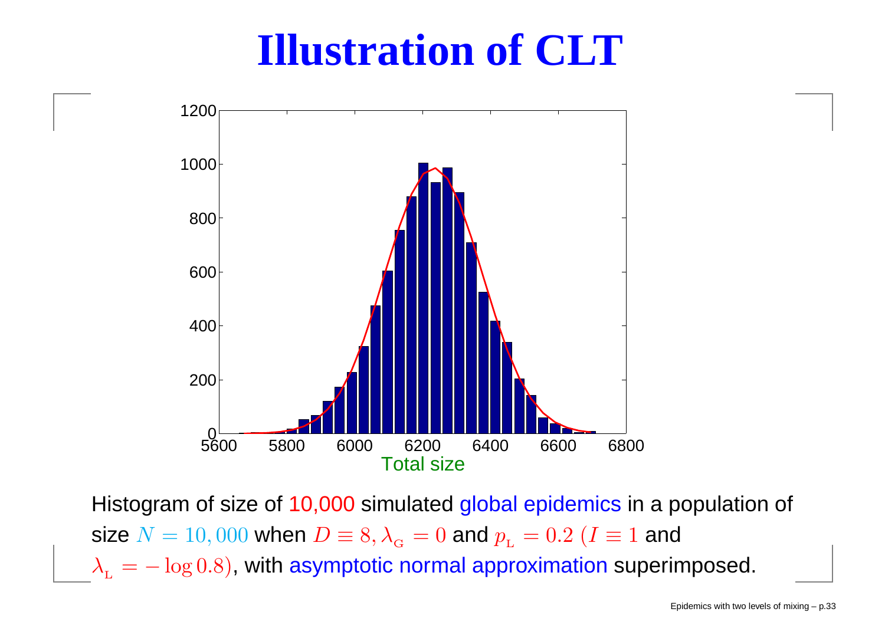# Illustration of CLT

Histogram of size of 10,000 simulated global epidemics in a population of size $N = 10,000$ when $D \equiv 8, \lambda_{\text{G}} = 0$ and $p_{\text{L}} = 0.2$ ($I \equiv 1$ and $\lambda_{\text{L}} = -\log 0.8$), with asymptotic normal approximation superimposed.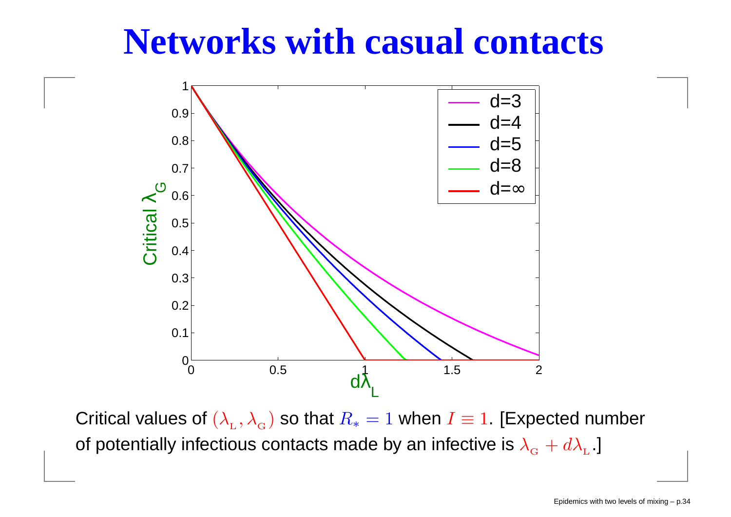# Networks with casual contacts

Critical values of $(\lambda_{\text{L}}, \lambda_{\text{G}})$ so that $R_* = 1$ when $I \equiv 1$. [Expected number of potentially infectious contacts made by an infective is $\lambda_{\text{G}} + d\lambda_{\text{L}}$.]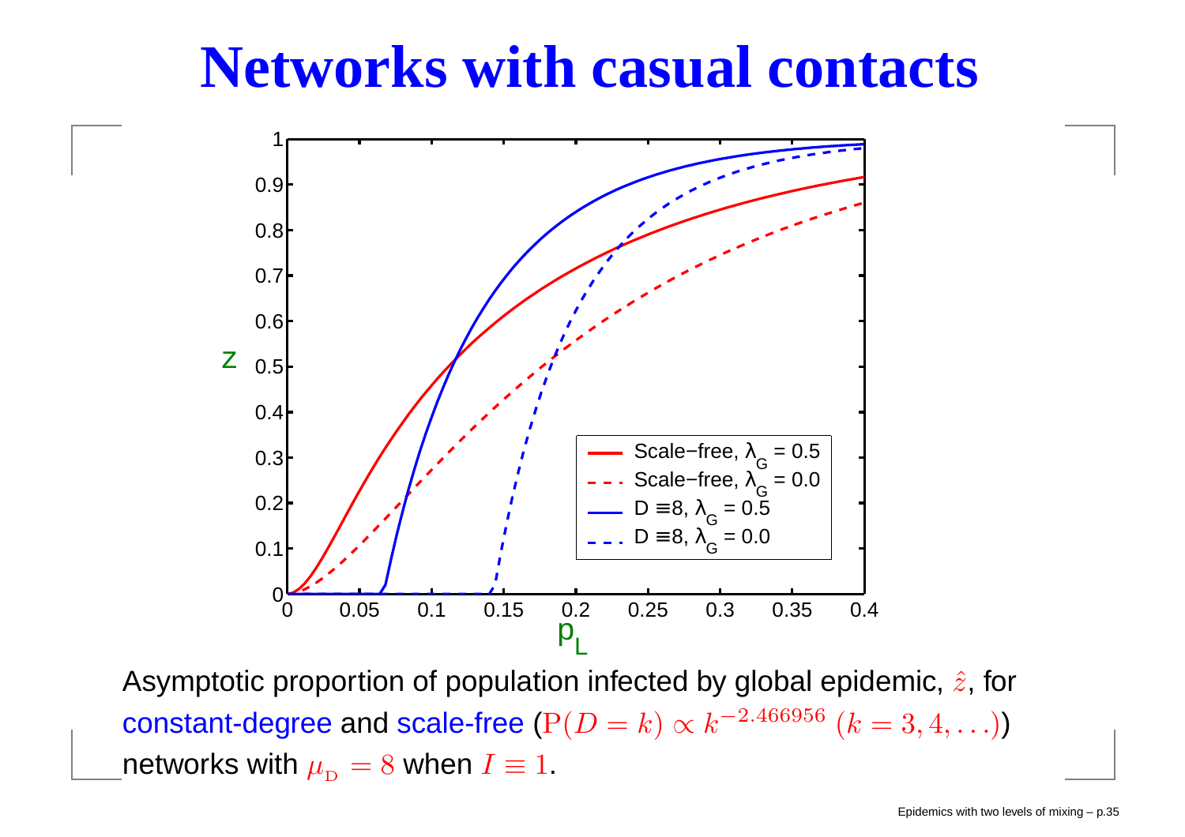# Networks with casual contacts

Asymptotic proportion of population infected by global epidemic, $\hat{z}$, for constant-degree and scale-free ($\mathrm{P}(D = k) \propto k^{-2.466956}$ $(k = 3, 4, \ldots)$) networks with $\mu_{\mathrm{D}} = 8$ when $I \equiv 1$.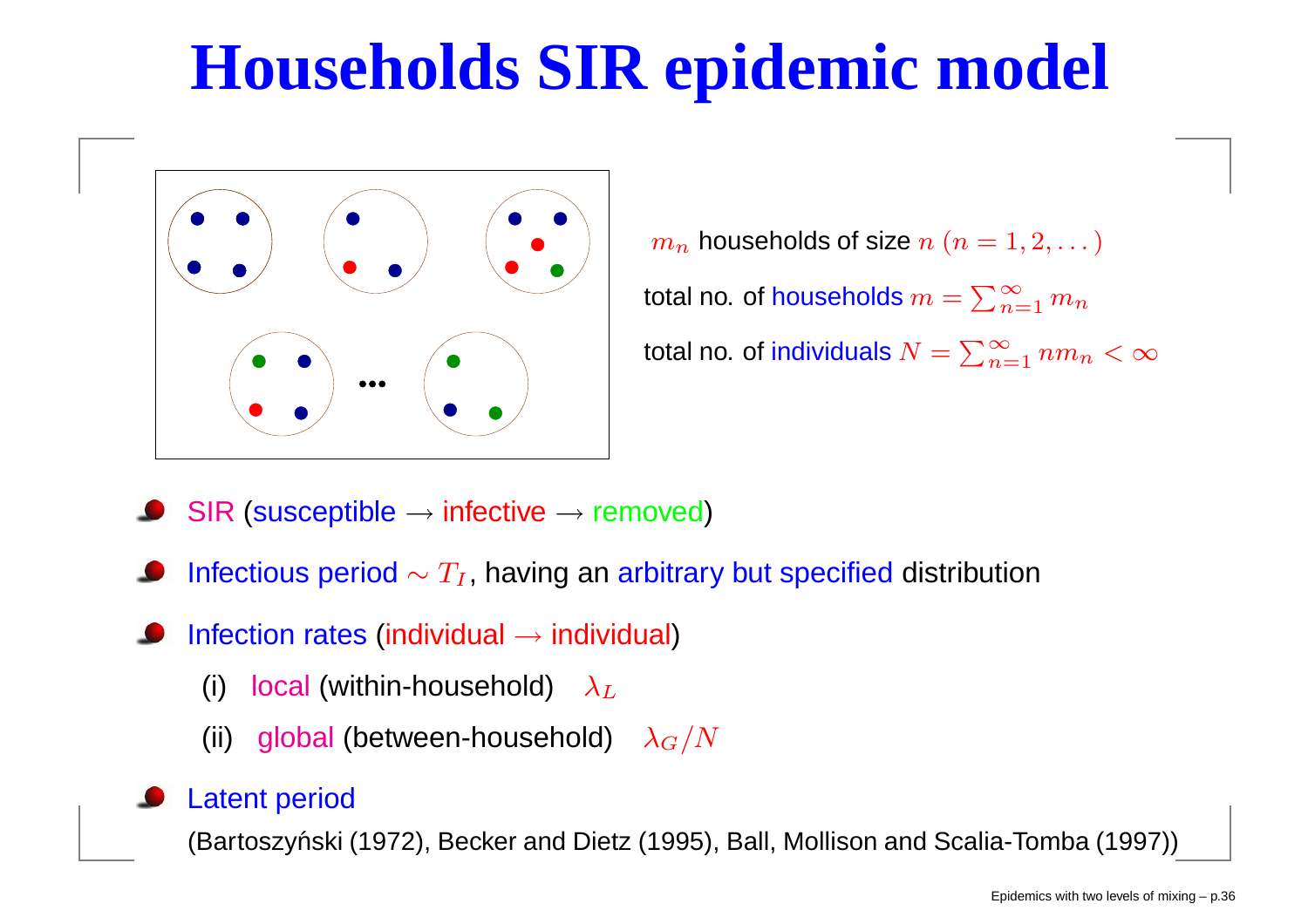# Households SIR epidemic model

$m_n$ households of size $n$ $(n = 1, 2, \dots)$

total no. of households $m = \sum_{n=1}^{\infty} m_n$

total no. of individuals $N = \sum_{n=1}^{\infty} n m_n < \infty$

- SIR (susceptible $\rightarrow$ infective $\rightarrow$ removed)
- Infectious period $\sim T_I$, having an arbitrary but specified distribution
- Infection rates (individual $\rightarrow$ individual)
  - (i) local (within-household) $\lambda_L$
  - (ii) global (between-household) $\lambda_G / N$
- Latent period

  (Bartoszyński (1972), Becker and Dietz (1995), Ball, Mollison and Scalia-Tomba (1997))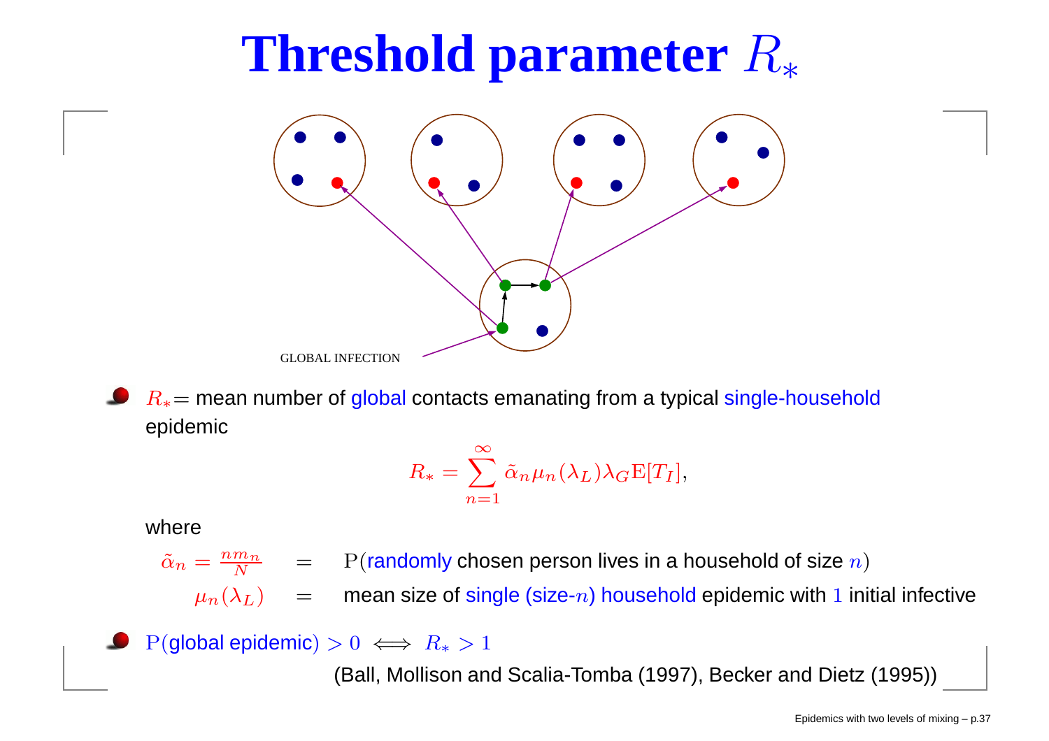# Threshold parameter $R_*$

GLOBAL INFECTION

- $R_*$ = mean number of global contacts emanating from a typical single-household epidemic

$$R_* = \sum_{n=1}^{\infty} \tilde{\alpha}_n \mu_n(\lambda_L) \lambda_G \mathrm{E}[T_I],$$

where

$$\tilde{\alpha}_n = \frac{n m_n}{N} \quad = \quad \mathrm{P}(\text{randomly chosen person lives in a household of size } n)$$

$$\mu_n(\lambda_L) \quad = \quad \text{mean size of single (size-}n\text{) household epidemic with } 1 \text{ initial infective}$$

- $\mathrm{P}(\text{global epidemic}) > 0 \iff R_* > 1$

(Ball, Mollison and Scalia-Tomba (1997), Becker and Dietz (1995))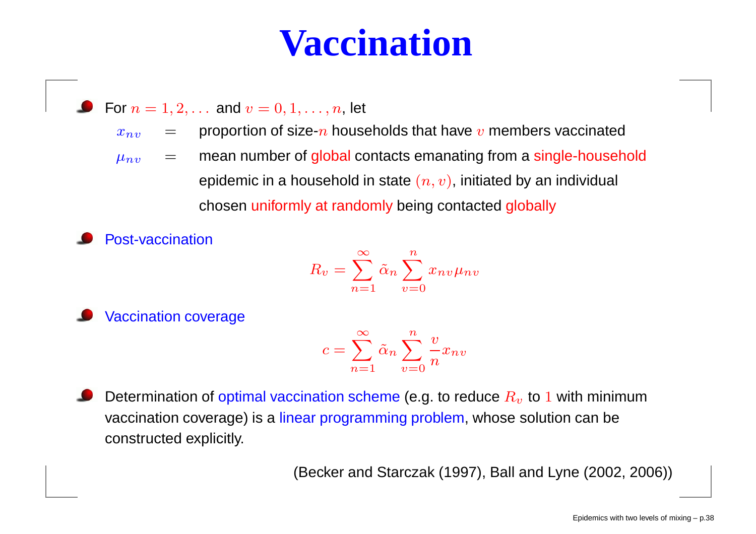# Vaccination

- For $n = 1, 2, \ldots$ and $v = 0, 1, \ldots, n$, let

  $x_{nv}$ = proportion of size-$n$ households that have $v$ members vaccinated

  $\mu_{nv}$ = mean number of global contacts emanating from a single-household epidemic in a household in state $(n, v)$, initiated by an individual chosen uniformly at randomly being contacted globally

- Post-vaccination

$$R_v = \sum_{n=1}^{\infty} \tilde{\alpha}_n \sum_{v=0}^{n} x_{nv} \mu_{nv}$$

- Vaccination coverage

$$c = \sum_{n=1}^{\infty} \tilde{\alpha}_n \sum_{v=0}^{n} \frac{v}{n} x_{nv}$$

- Determination of optimal vaccination scheme (e.g. to reduce $R_v$ to $1$ with minimum vaccination coverage) is a linear programming problem, whose solution can be constructed explicitly.

(Becker and Starczak (1997), Ball and Lyne (2002, 2006))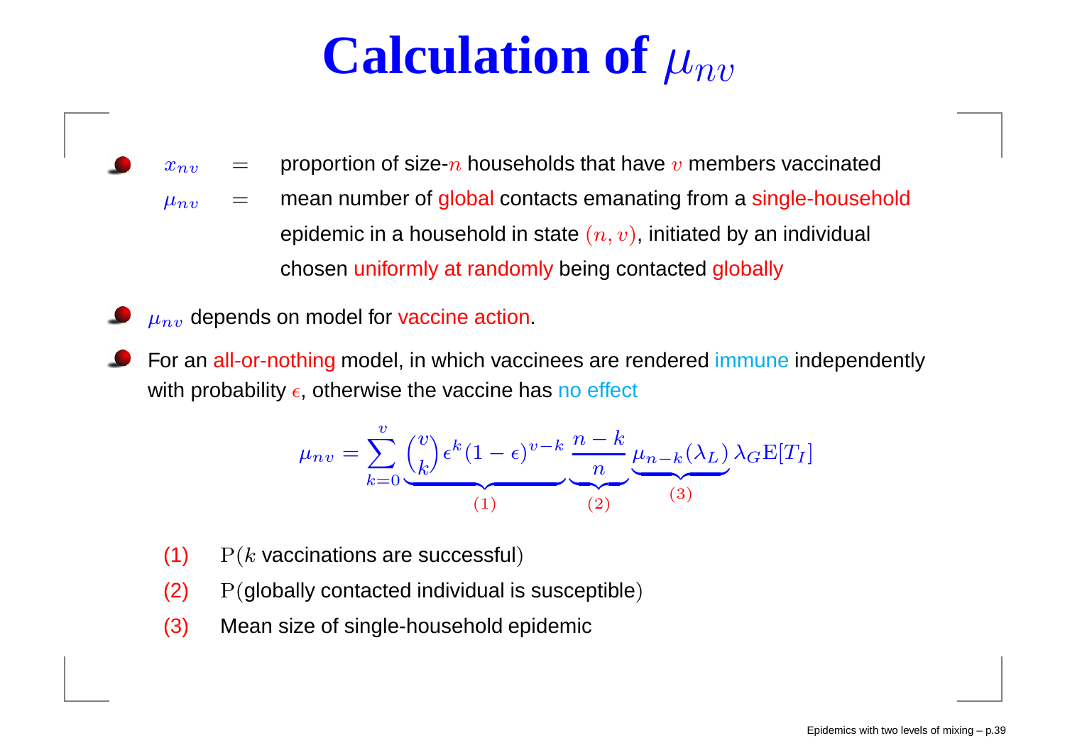# Calculation of $\mu_{nv}$

- $x_{nv}$ = proportion of size-$n$ households that have $v$ members vaccinated

  $\mu_{nv}$ = mean number of global contacts emanating from a single-household epidemic in a household in state $(n, v)$, initiated by an individual chosen uniformly at randomly being contacted globally

- $\mu_{nv}$ depends on model for vaccine action.
- For an all-or-nothing model, in which vaccinees are rendered immune independently with probability $\epsilon$, otherwise the vaccine has no effect

$$\mu_{nv} = \sum_{k=0}^{v} \underbrace{\binom{v}{k} \epsilon^k (1-\epsilon)^{v-k}}_{(1)} \underbrace{\frac{n-k}{n}}_{(2)} \underbrace{\mu_{n-k}(\lambda_L)}_{(3)} \lambda_G \mathrm{E}[T_I]$$

(1) $\mathrm{P}(k$ vaccinations are successful$)$

(2) $\mathrm{P}($globally contacted individual is susceptible$)$

(3) Mean size of single-household epidemic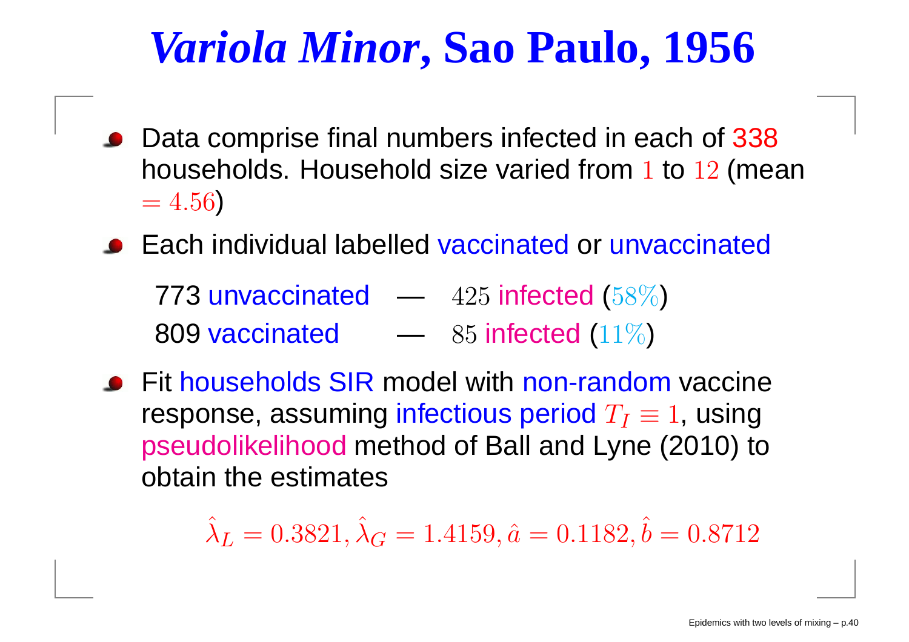# *Variola Minor*, Sao Paulo, 1956

- Data comprise final numbers infected in each of 338 households. Household size varied from $1$ to $12$ (mean $= 4.56$)
- Each individual labelled vaccinated or unvaccinated

  773 unvaccinated — $425$ infected ($58\%$)

  809 vaccinated — $85$ infected ($11\%$)

- Fit households SIR model with non-random vaccine response, assuming infectious period $T_I \equiv 1$, using pseudolikelihood method of Ball and Lyne (2010) to obtain the estimates

$$\hat{\lambda}_L = 0.3821, \hat{\lambda}_G = 1.4159, \hat{a} = 0.1182, \hat{b} = 0.8712$$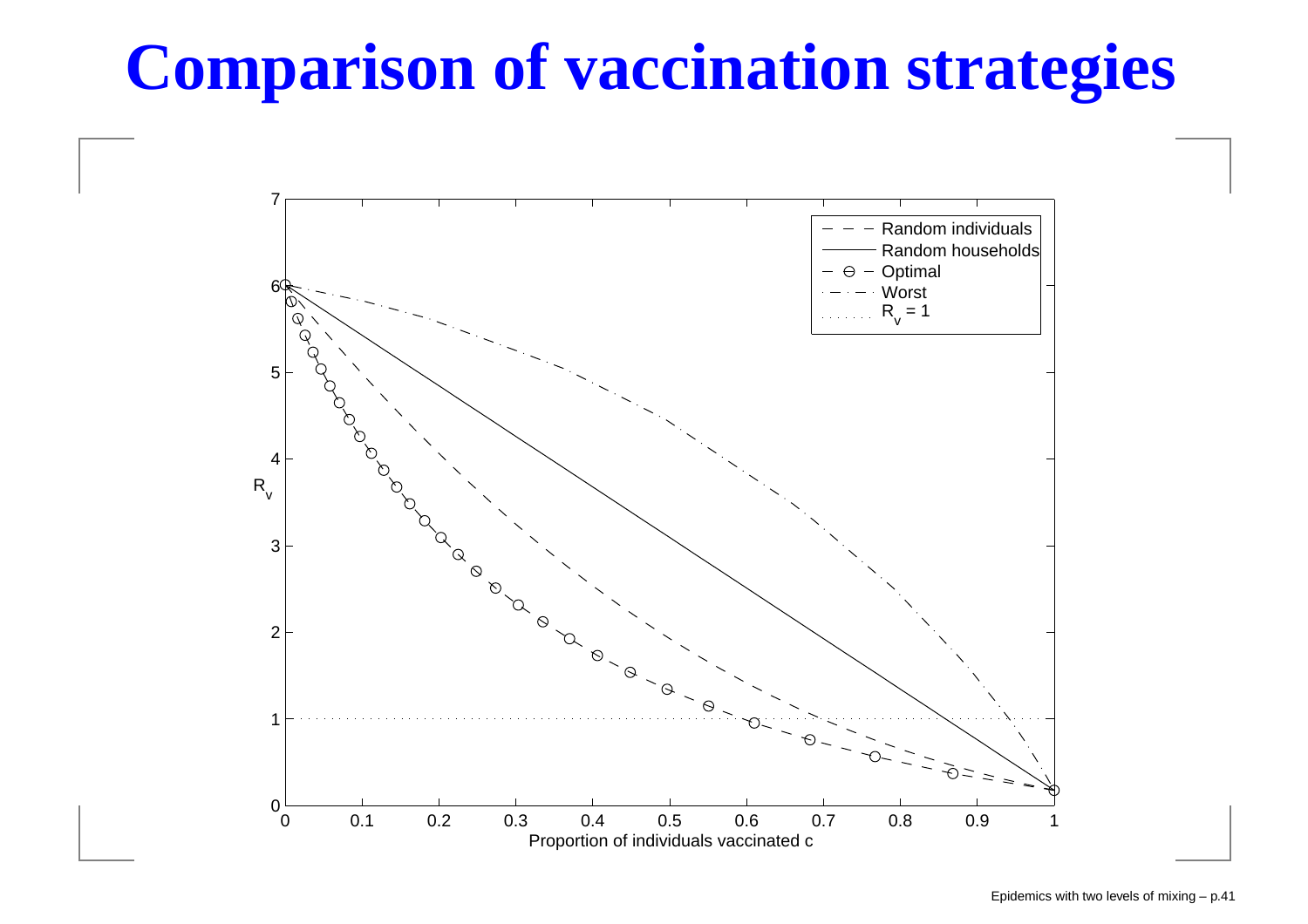# Comparison of vaccination strategies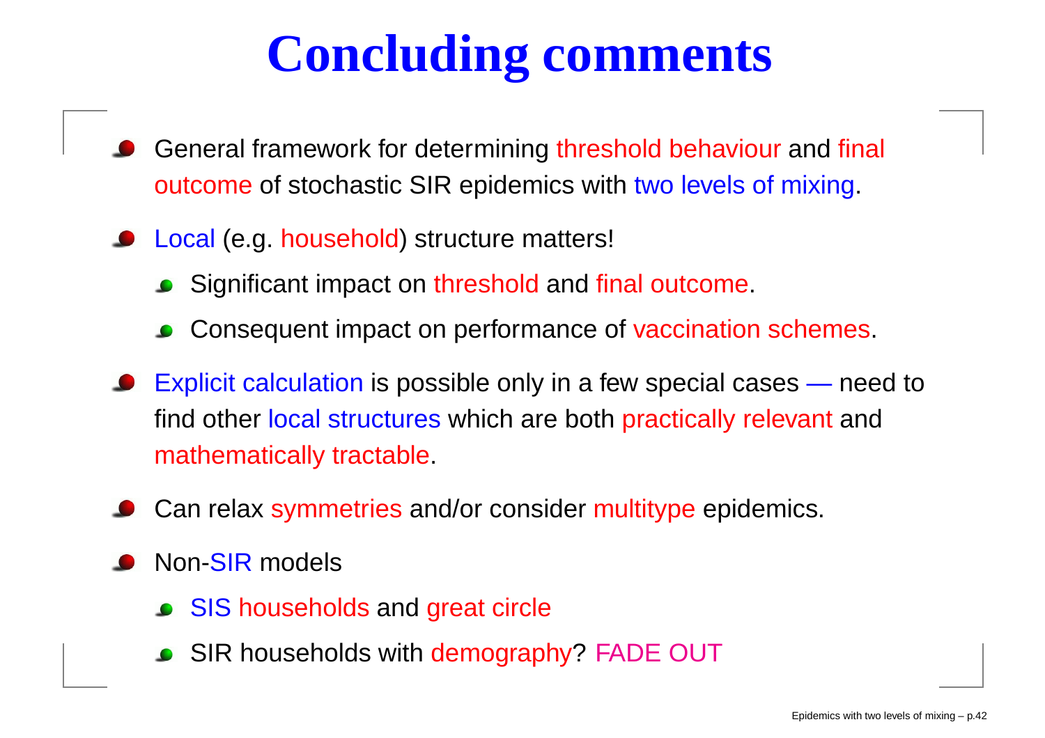# Concluding comments

- General framework for determining threshold behaviour and final outcome of stochastic SIR epidemics with two levels of mixing.
- Local (e.g. household) structure matters!
  - Significant impact on threshold and final outcome.
  - Consequent impact on performance of vaccination schemes.
- Explicit calculation is possible only in a few special cases — need to find other local structures which are both practically relevant and mathematically tractable.
- Can relax symmetries and/or consider multitype epidemics.
- Non-SIR models
  - SIS households and great circle
  - SIR households with demography? FADE OUT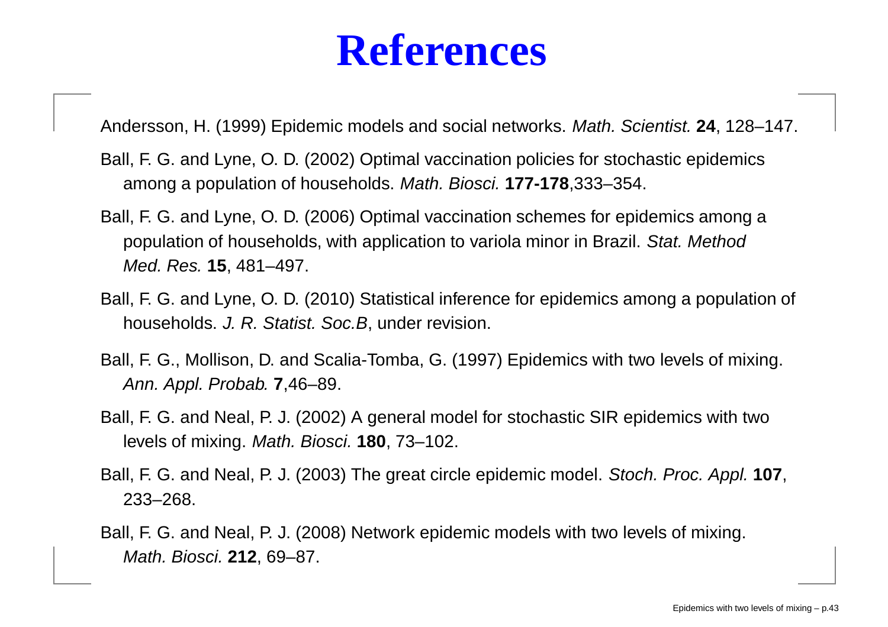# References

Andersson, H. (1999) Epidemic models and social networks. *Math. Scientist.* **24**, 128–147.

Ball, F. G. and Lyne, O. D. (2002) Optimal vaccination policies for stochastic epidemics among a population of households. *Math. Biosci.* **177-178**,333–354.

Ball, F. G. and Lyne, O. D. (2006) Optimal vaccination schemes for epidemics among a population of households, with application to variola minor in Brazil. *Stat. Method Med. Res.* **15**, 481–497.

Ball, F. G. and Lyne, O. D. (2010) Statistical inference for epidemics among a population of households. *J. R. Statist. Soc.B*, under revision.

Ball, F. G., Mollison, D. and Scalia-Tomba, G. (1997) Epidemics with two levels of mixing. *Ann. Appl. Probab.* **7**,46–89.

Ball, F. G. and Neal, P. J. (2002) A general model for stochastic SIR epidemics with two levels of mixing. *Math. Biosci.* **180**, 73–102.

Ball, F. G. and Neal, P. J. (2003) The great circle epidemic model. *Stoch. Proc. Appl.* **107**, 233–268.

Ball, F. G. and Neal, P. J. (2008) Network epidemic models with two levels of mixing. *Math. Biosci.* **212**, 69–87.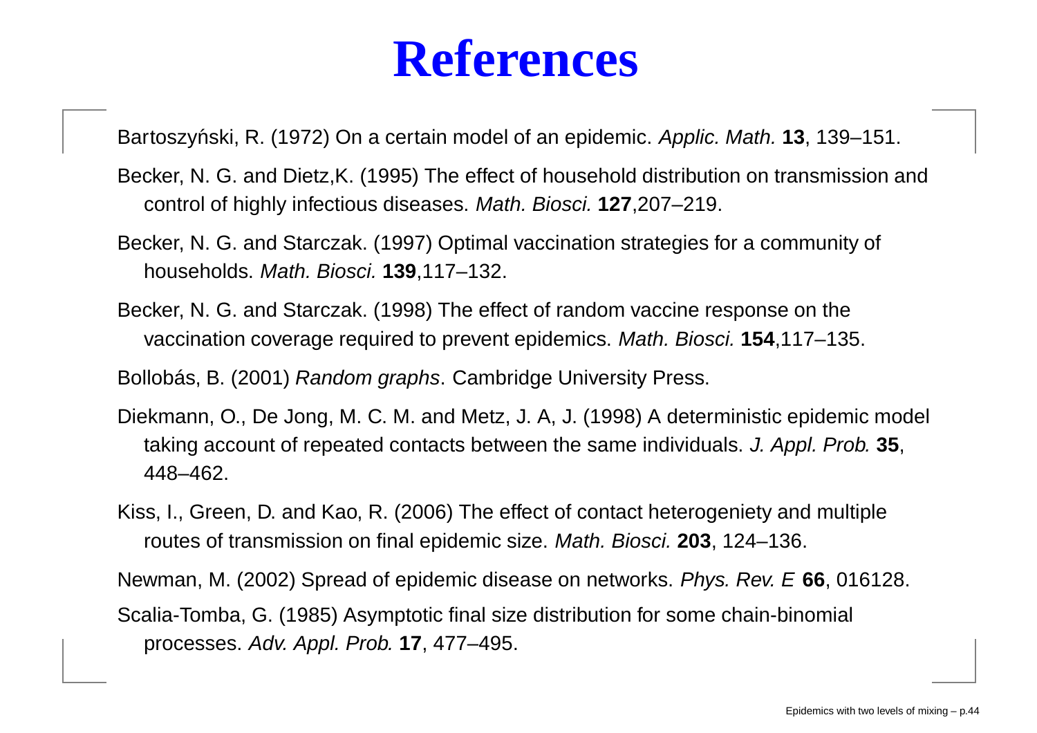# References

Bartoszyński, R. (1972) On a certain model of an epidemic. *Applic. Math.* **13**, 139–151.

Becker, N. G. and Dietz,K. (1995) The effect of household distribution on transmission and control of highly infectious diseases. *Math. Biosci.* **127**,207–219.

Becker, N. G. and Starczak. (1997) Optimal vaccination strategies for a community of households. *Math. Biosci.* **139**,117–132.

Becker, N. G. and Starczak. (1998) The effect of random vaccine response on the vaccination coverage required to prevent epidemics. *Math. Biosci.* **154**,117–135.

Bollobás, B. (2001) *Random graphs*. Cambridge University Press.

Diekmann, O., De Jong, M. C. M. and Metz, J. A, J. (1998) A deterministic epidemic model taking account of repeated contacts between the same individuals. *J. Appl. Prob.* **35**, 448–462.

Kiss, I., Green, D. and Kao, R. (2006) The effect of contact heterogeniety and multiple routes of transmission on final epidemic size. *Math. Biosci.* **203**, 124–136.

Newman, M. (2002) Spread of epidemic disease on networks. *Phys. Rev. E* **66**, 016128.

Scalia-Tomba, G. (1985) Asymptotic final size distribution for some chain-binomial processes. *Adv. Appl. Prob.* **17**, 477–495.